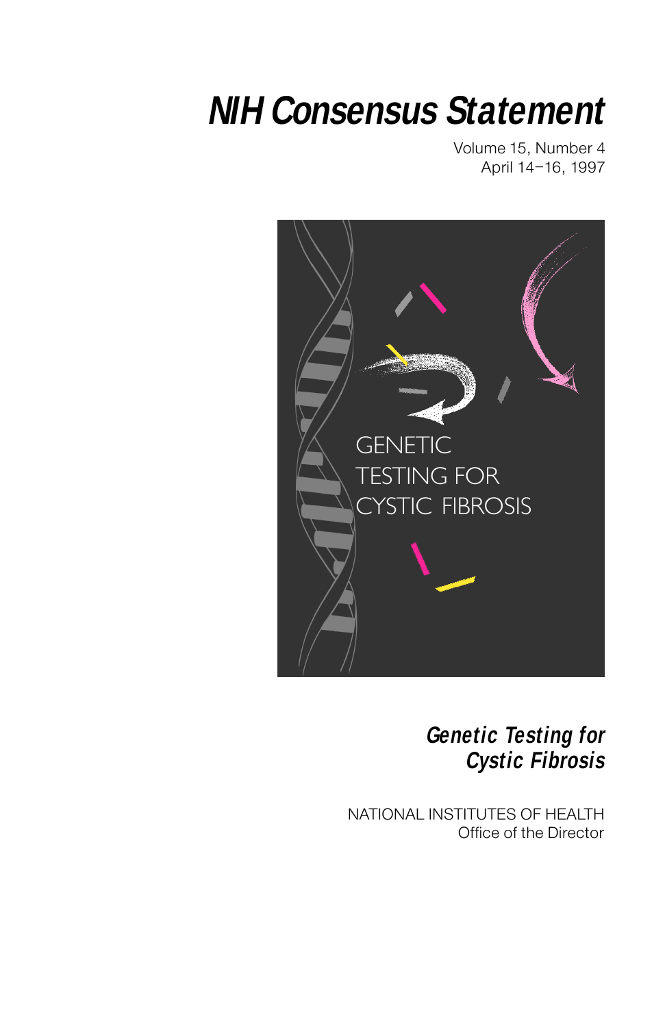# NIH Consensus Statement

Volume 15, Number 4
April 14–16, 1997

GENETIC TESTING FOR CYSTIC FIBROSIS

## *Genetic Testing for Cystic Fibrosis*

NATIONAL INSTITUTES OF HEALTH
Office of the Director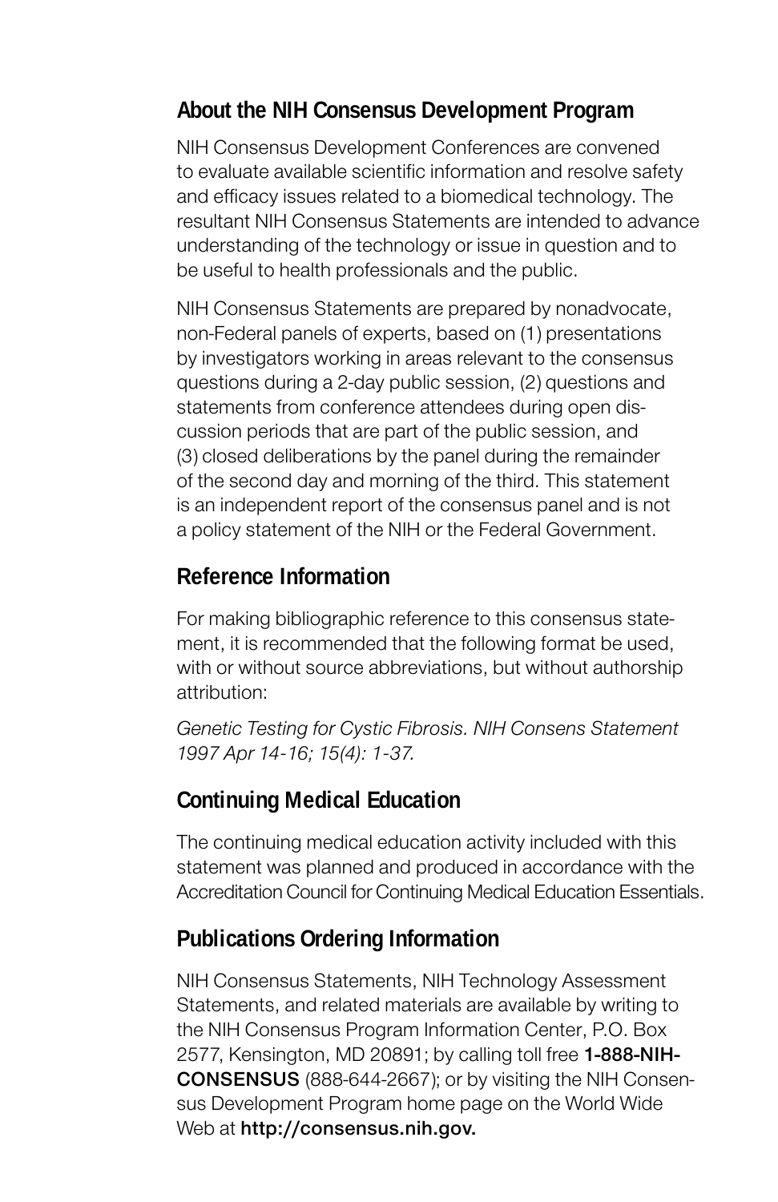## About the NIH Consensus Development Program

NIH Consensus Development Conferences are convened to evaluate available scientific information and resolve safety and efficacy issues related to a biomedical technology. The resultant NIH Consensus Statements are intended to advance understanding of the technology or issue in question and to be useful to health professionals and the public.

NIH Consensus Statements are prepared by nonadvocate, non-Federal panels of experts, based on (1) presentations by investigators working in areas relevant to the consensus questions during a 2-day public session, (2) questions and statements from conference attendees during open discussion periods that are part of the public session, and (3) closed deliberations by the panel during the remainder of the second day and morning of the third. This statement is an independent report of the consensus panel and is not a policy statement of the NIH or the Federal Government.

## Reference Information

For making bibliographic reference to this consensus statement, it is recommended that the following format be used, with or without source abbreviations, but without authorship attribution:

*Genetic Testing for Cystic Fibrosis. NIH Consens Statement 1997 Apr 14-16; 15(4): 1-37.*

## Continuing Medical Education

The continuing medical education activity included with this statement was planned and produced in accordance with the Accreditation Council for Continuing Medical Education Essentials.

## Publications Ordering Information

NIH Consensus Statements, NIH Technology Assessment Statements, and related materials are available by writing to the NIH Consensus Program Information Center, P.O. Box 2577, Kensington, MD 20891; by calling toll free **1-888-NIH-CONSENSUS** (888-644-2667); or by visiting the NIH Consensus Development Program home page on the World Wide Web at **http://consensus.nih.gov.**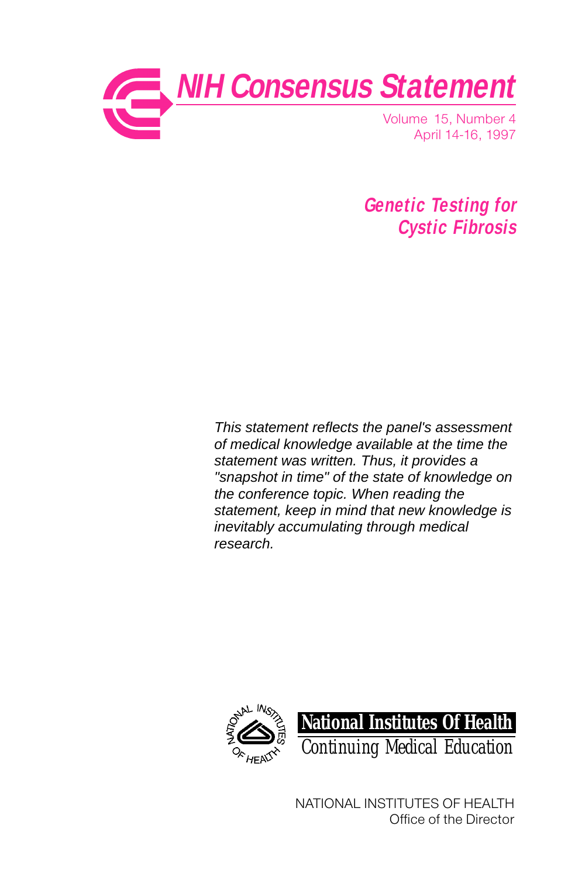# NIH Consensus Statement

Volume 15, Number 4
April 14-16, 1997

## Genetic Testing for Cystic Fibrosis

*This statement reflects the panel's assessment of medical knowledge available at the time the statement was written. Thus, it provides a "snapshot in time" of the state of knowledge on the conference topic. When reading the statement, keep in mind that new knowledge is inevitably accumulating through medical research.*

**National Institutes Of Health**
Continuing Medical Education

NATIONAL INSTITUTES OF HEALTH
Office of the Director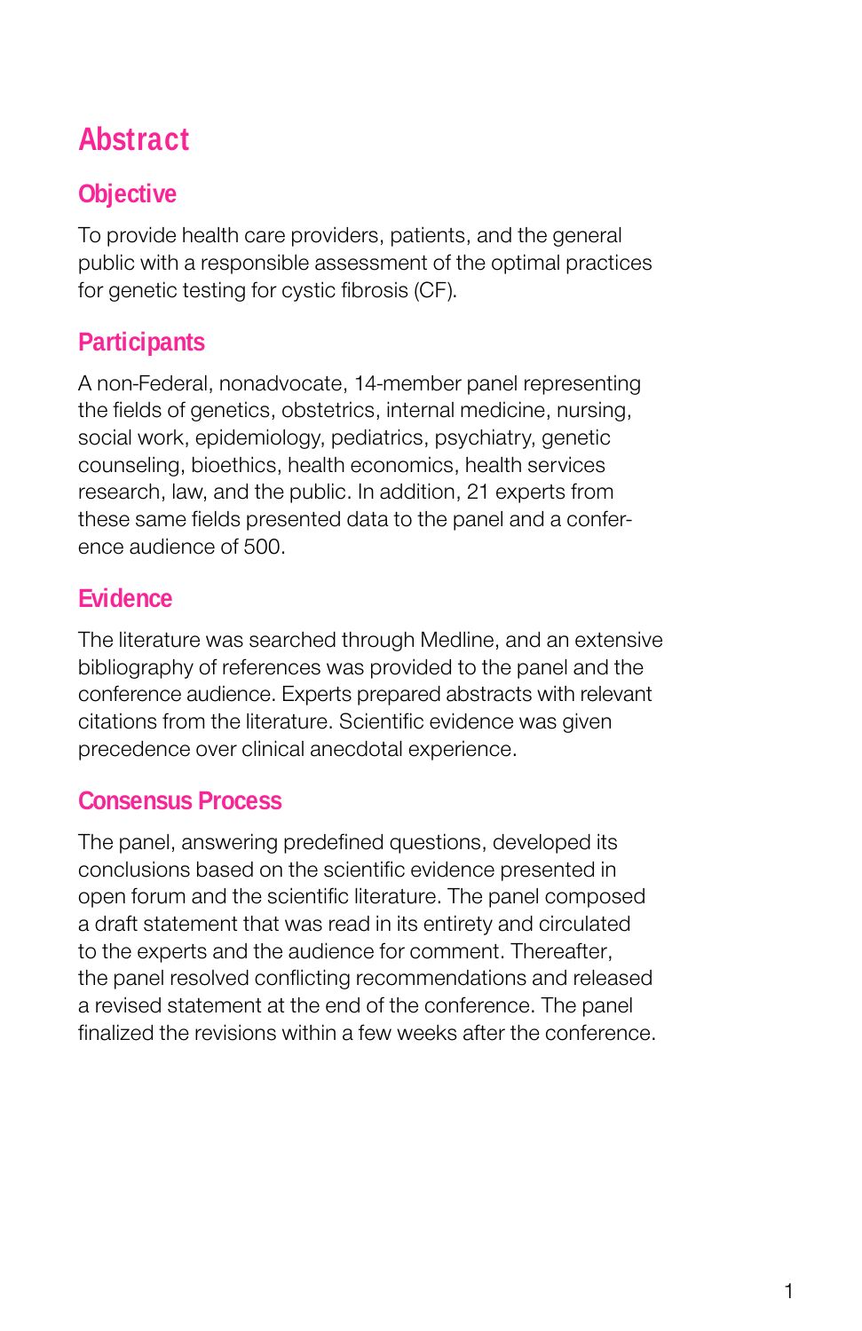# Abstract

## Objective

To provide health care providers, patients, and the general public with a responsible assessment of the optimal practices for genetic testing for cystic fibrosis (CF).

## Participants

A non-Federal, nonadvocate, 14-member panel representing the fields of genetics, obstetrics, internal medicine, nursing, social work, epidemiology, pediatrics, psychiatry, genetic counseling, bioethics, health economics, health services research, law, and the public. In addition, 21 experts from these same fields presented data to the panel and a conference audience of 500.

## Evidence

The literature was searched through Medline, and an extensive bibliography of references was provided to the panel and the conference audience. Experts prepared abstracts with relevant citations from the literature. Scientific evidence was given precedence over clinical anecdotal experience.

## Consensus Process

The panel, answering predefined questions, developed its conclusions based on the scientific evidence presented in open forum and the scientific literature. The panel composed a draft statement that was read in its entirety and circulated to the experts and the audience for comment. Thereafter, the panel resolved conflicting recommendations and released a revised statement at the end of the conference. The panel finalized the revisions within a few weeks after the conference.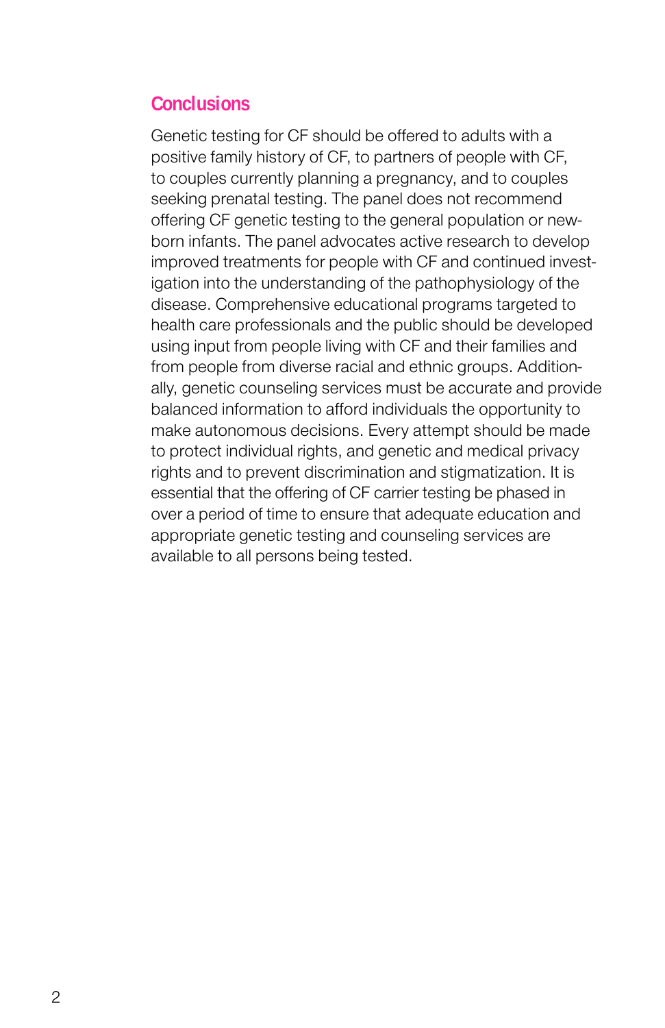## Conclusions

Genetic testing for CF should be offered to adults with a positive family history of CF, to partners of people with CF, to couples currently planning a pregnancy, and to couples seeking prenatal testing. The panel does not recommend offering CF genetic testing to the general population or newborn infants. The panel advocates active research to develop improved treatments for people with CF and continued investigation into the understanding of the pathophysiology of the disease. Comprehensive educational programs targeted to health care professionals and the public should be developed using input from people living with CF and their families and from people from diverse racial and ethnic groups. Additionally, genetic counseling services must be accurate and provide balanced information to afford individuals the opportunity to make autonomous decisions. Every attempt should be made to protect individual rights, and genetic and medical privacy rights and to prevent discrimination and stigmatization. It is essential that the offering of CF carrier testing be phased in over a period of time to ensure that adequate education and appropriate genetic testing and counseling services are available to all persons being tested.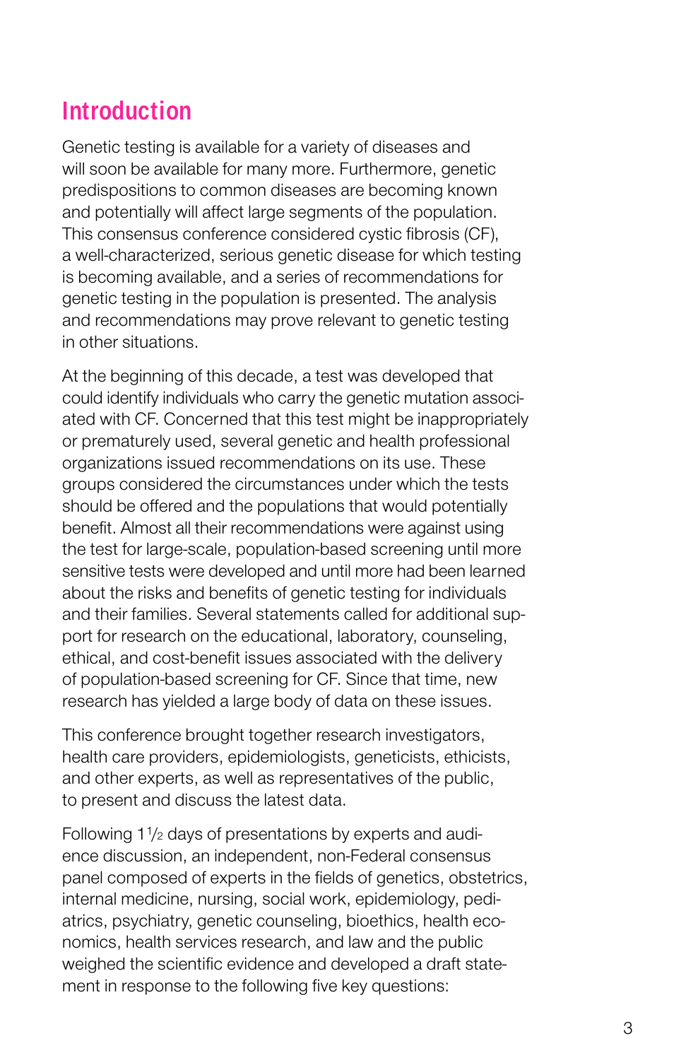## Introduction

Genetic testing is available for a variety of diseases and will soon be available for many more. Furthermore, genetic predispositions to common diseases are becoming known and potentially will affect large segments of the population. This consensus conference considered cystic fibrosis (CF), a well-characterized, serious genetic disease for which testing is becoming available, and a series of recommendations for genetic testing in the population is presented. The analysis and recommendations may prove relevant to genetic testing in other situations.

At the beginning of this decade, a test was developed that could identify individuals who carry the genetic mutation associated with CF. Concerned that this test might be inappropriately or prematurely used, several genetic and health professional organizations issued recommendations on its use. These groups considered the circumstances under which the tests should be offered and the populations that would potentially benefit. Almost all their recommendations were against using the test for large-scale, population-based screening until more sensitive tests were developed and until more had been learned about the risks and benefits of genetic testing for individuals and their families. Several statements called for additional support for research on the educational, laboratory, counseling, ethical, and cost-benefit issues associated with the delivery of population-based screening for CF. Since that time, new research has yielded a large body of data on these issues.

This conference brought together research investigators, health care providers, epidemiologists, geneticists, ethicists, and other experts, as well as representatives of the public, to present and discuss the latest data.

Following 1½ days of presentations by experts and audience discussion, an independent, non-Federal consensus panel composed of experts in the fields of genetics, obstetrics, internal medicine, nursing, social work, epidemiology, pediatrics, psychiatry, genetic counseling, bioethics, health economics, health services research, and law and the public weighed the scientific evidence and developed a draft statement in response to the following five key questions: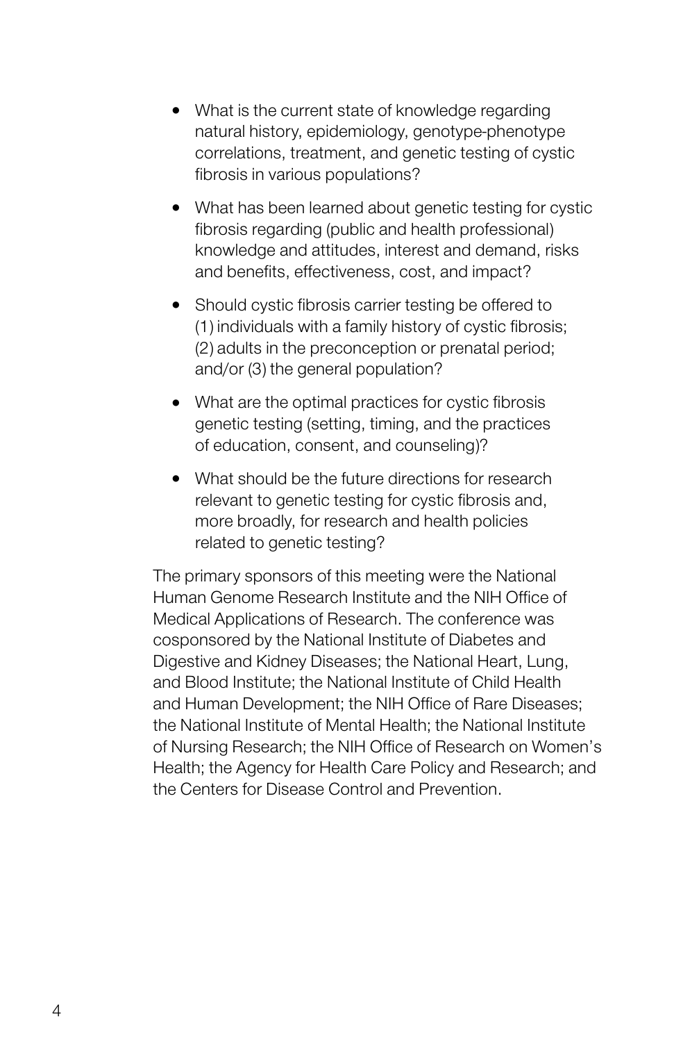- What is the current state of knowledge regarding natural history, epidemiology, genotype-phenotype correlations, treatment, and genetic testing of cystic fibrosis in various populations?
- What has been learned about genetic testing for cystic fibrosis regarding (public and health professional) knowledge and attitudes, interest and demand, risks and benefits, effectiveness, cost, and impact?
- Should cystic fibrosis carrier testing be offered to (1) individuals with a family history of cystic fibrosis; (2) adults in the preconception or prenatal period; and/or (3) the general population?
- What are the optimal practices for cystic fibrosis genetic testing (setting, timing, and the practices of education, consent, and counseling)?
- What should be the future directions for research relevant to genetic testing for cystic fibrosis and, more broadly, for research and health policies related to genetic testing?

The primary sponsors of this meeting were the National Human Genome Research Institute and the NIH Office of Medical Applications of Research. The conference was cosponsored by the National Institute of Diabetes and Digestive and Kidney Diseases; the National Heart, Lung, and Blood Institute; the National Institute of Child Health and Human Development; the NIH Office of Rare Diseases; the National Institute of Mental Health; the National Institute of Nursing Research; the NIH Office of Research on Women's Health; the Agency for Health Care Policy and Research; and the Centers for Disease Control and Prevention.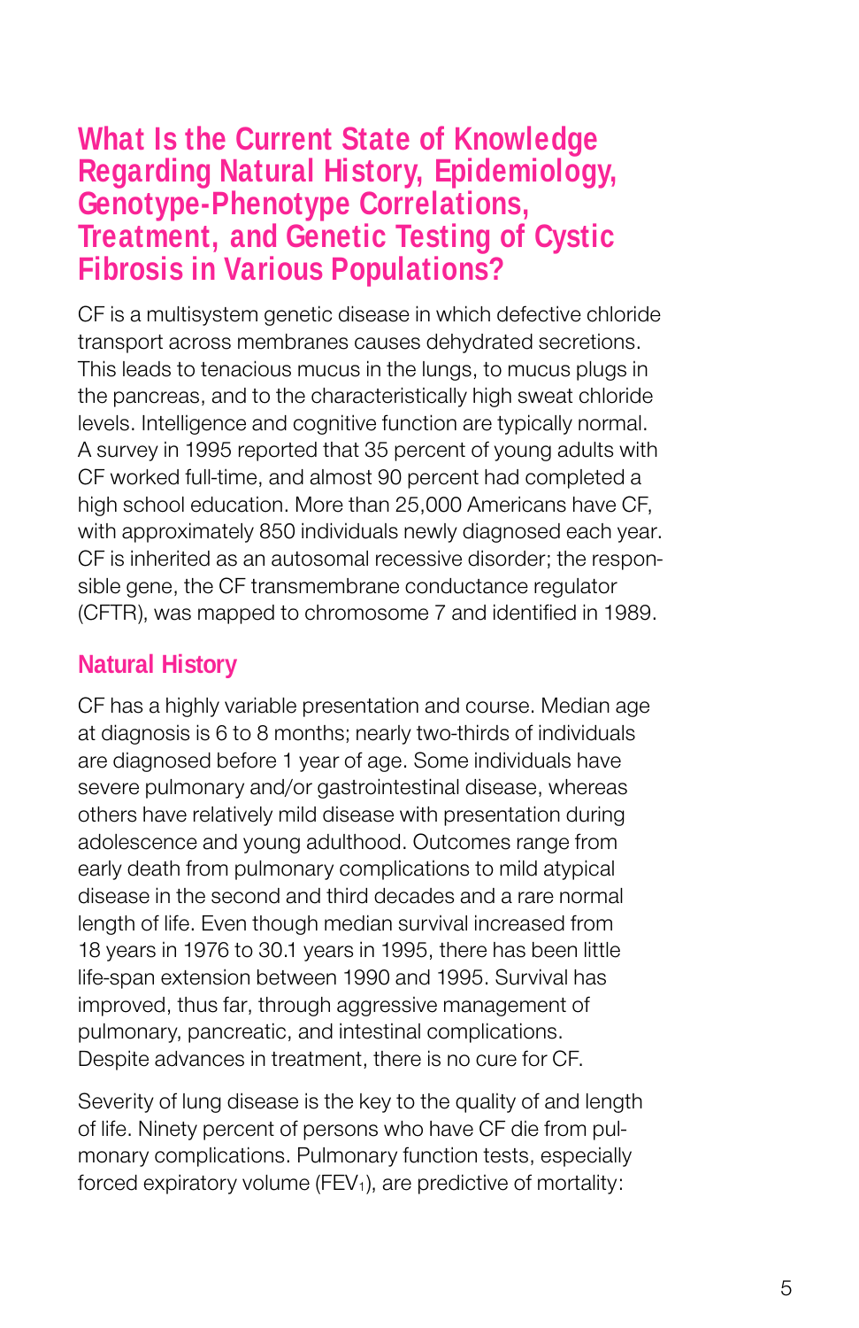# What Is the Current State of Knowledge Regarding Natural History, Epidemiology, Genotype-Phenotype Correlations, Treatment, and Genetic Testing of Cystic Fibrosis in Various Populations?

CF is a multisystem genetic disease in which defective chloride transport across membranes causes dehydrated secretions. This leads to tenacious mucus in the lungs, to mucus plugs in the pancreas, and to the characteristically high sweat chloride levels. Intelligence and cognitive function are typically normal. A survey in 1995 reported that 35 percent of young adults with CF worked full-time, and almost 90 percent had completed a high school education. More than 25,000 Americans have CF, with approximately 850 individuals newly diagnosed each year. CF is inherited as an autosomal recessive disorder; the responsible gene, the CF transmembrane conductance regulator (CFTR), was mapped to chromosome 7 and identified in 1989.

## Natural History

CF has a highly variable presentation and course. Median age at diagnosis is 6 to 8 months; nearly two-thirds of individuals are diagnosed before 1 year of age. Some individuals have severe pulmonary and/or gastrointestinal disease, whereas others have relatively mild disease with presentation during adolescence and young adulthood. Outcomes range from early death from pulmonary complications to mild atypical disease in the second and third decades and a rare normal length of life. Even though median survival increased from 18 years in 1976 to 30.1 years in 1995, there has been little life-span extension between 1990 and 1995. Survival has improved, thus far, through aggressive management of pulmonary, pancreatic, and intestinal complications. Despite advances in treatment, there is no cure for CF.

Severity of lung disease is the key to the quality of and length of life. Ninety percent of persons who have CF die from pulmonary complications. Pulmonary function tests, especially forced expiratory volume ($FEV_1$), are predictive of mortality: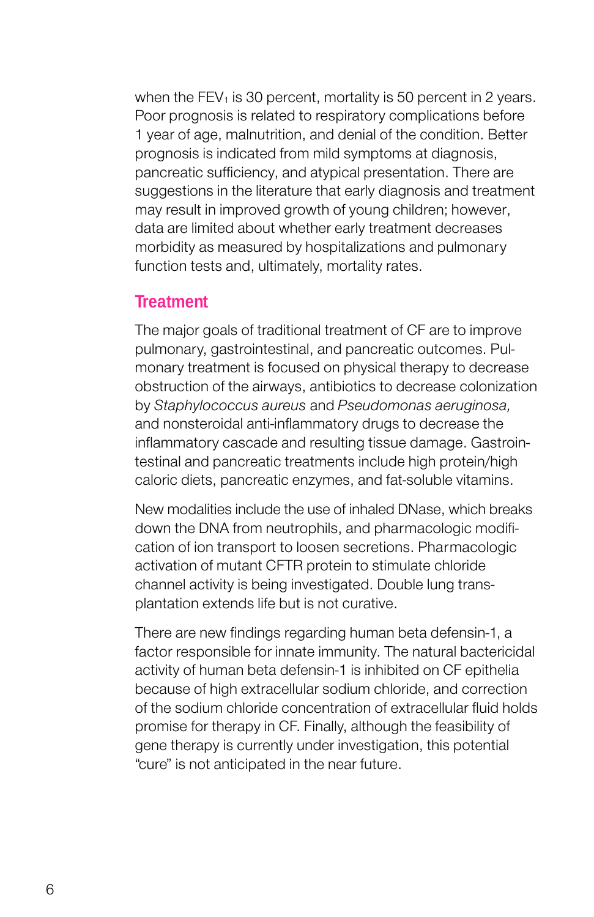when the $FEV_1$ is 30 percent, mortality is 50 percent in 2 years. Poor prognosis is related to respiratory complications before 1 year of age, malnutrition, and denial of the condition. Better prognosis is indicated from mild symptoms at diagnosis, pancreatic sufficiency, and atypical presentation. There are suggestions in the literature that early diagnosis and treatment may result in improved growth of young children; however, data are limited about whether early treatment decreases morbidity as measured by hospitalizations and pulmonary function tests and, ultimately, mortality rates.

## Treatment

The major goals of traditional treatment of CF are to improve pulmonary, gastrointestinal, and pancreatic outcomes. Pulmonary treatment is focused on physical therapy to decrease obstruction of the airways, antibiotics to decrease colonization by *Staphylococcus aureus* and *Pseudomonas aeruginosa,* and nonsteroidal anti-inflammatory drugs to decrease the inflammatory cascade and resulting tissue damage. Gastrointestinal and pancreatic treatments include high protein/high caloric diets, pancreatic enzymes, and fat-soluble vitamins.

New modalities include the use of inhaled DNase, which breaks down the DNA from neutrophils, and pharmacologic modification of ion transport to loosen secretions. Pharmacologic activation of mutant CFTR protein to stimulate chloride channel activity is being investigated. Double lung transplantation extends life but is not curative.

There are new findings regarding human beta defensin-1, a factor responsible for innate immunity. The natural bactericidal activity of human beta defensin-1 is inhibited on CF epithelia because of high extracellular sodium chloride, and correction of the sodium chloride concentration of extracellular fluid holds promise for therapy in CF. Finally, although the feasibility of gene therapy is currently under investigation, this potential "cure" is not anticipated in the near future.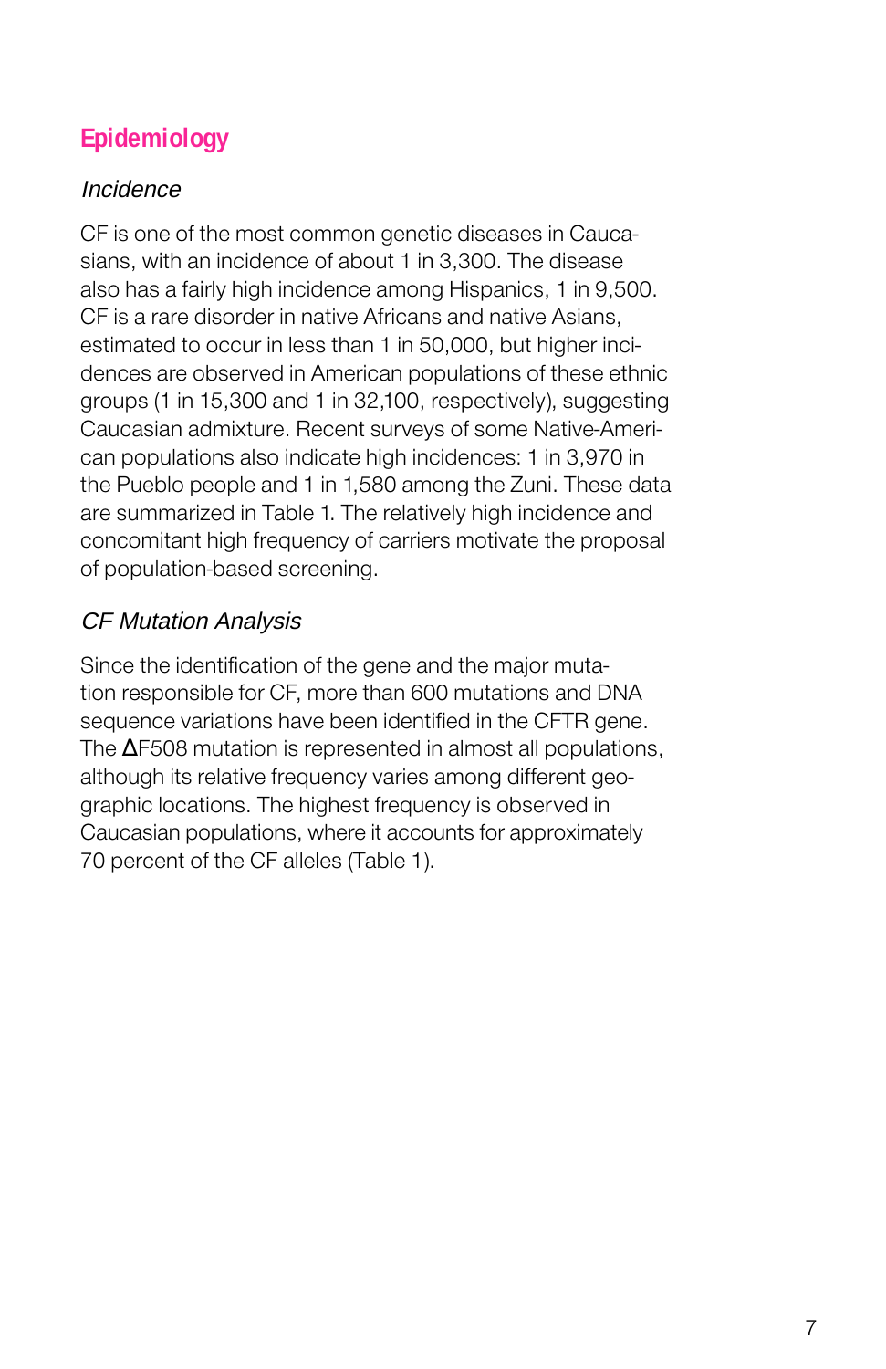## Epidemiology

### *Incidence*

CF is one of the most common genetic diseases in Caucasians, with an incidence of about 1 in 3,300. The disease also has a fairly high incidence among Hispanics, 1 in 9,500. CF is a rare disorder in native Africans and native Asians, estimated to occur in less than 1 in 50,000, but higher incidences are observed in American populations of these ethnic groups (1 in 15,300 and 1 in 32,100, respectively), suggesting Caucasian admixture. Recent surveys of some Native-American populations also indicate high incidences: 1 in 3,970 in the Pueblo people and 1 in 1,580 among the Zuni. These data are summarized in Table 1. The relatively high incidence and concomitant high frequency of carriers motivate the proposal of population-based screening.

### *CF Mutation Analysis*

Since the identification of the gene and the major mutation responsible for CF, more than 600 mutations and DNA sequence variations have been identified in the CFTR gene. The ΔF508 mutation is represented in almost all populations, although its relative frequency varies among different geographic locations. The highest frequency is observed in Caucasian populations, where it accounts for approximately 70 percent of the CF alleles (Table 1).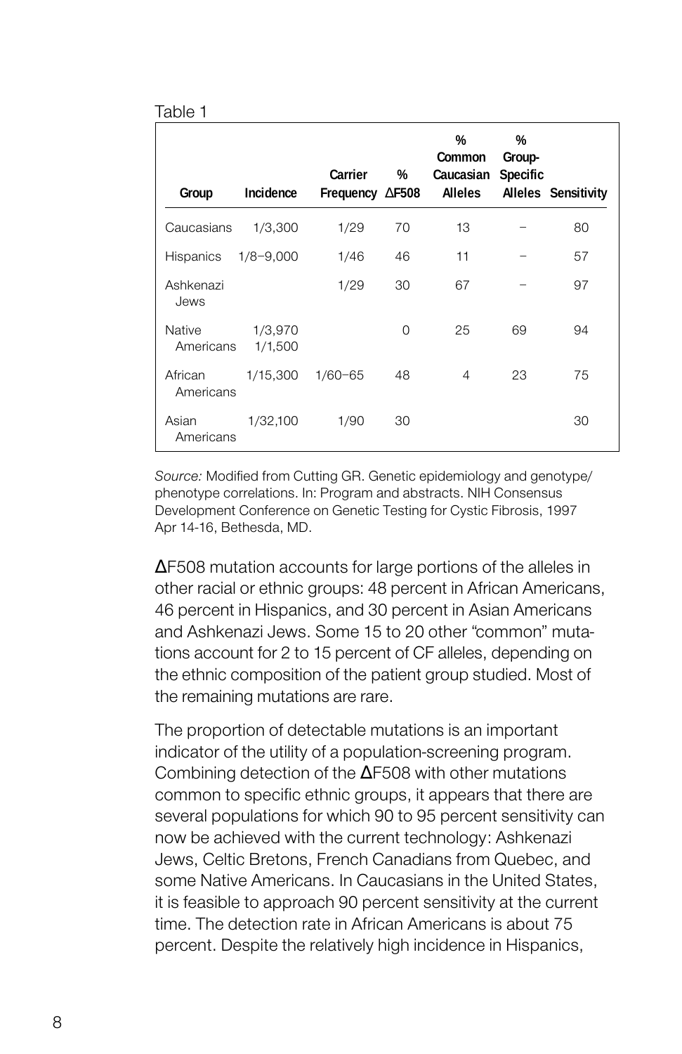Table 1

| Group | Incidence | Carrier Frequency | % ΔF508 | % Common Caucasian Alleles | % Group-Specific Alleles | Sensitivity |
|---|---|---|---|---|---|---|
| Caucasians | 1/3,300 | 1/29 | 70 | 13 | – | 80 |
| Hispanics | 1/8–9,000 | 1/46 | 46 | 11 | – | 57 |
| Ashkenazi Jews | | 1/29 | 30 | 67 | – | 97 |
| Native Americans | 1/3,970 1/1,500 | | 0 | 25 | 69 | 94 |
| African Americans | 1/15,300 | 1/60–65 | 48 | 4 | 23 | 75 |
| Asian Americans | 1/32,100 | 1/90 | 30 | | | 30 |

*Source:* Modified from Cutting GR. Genetic epidemiology and genotype/phenotype correlations. In: Program and abstracts. NIH Consensus Development Conference on Genetic Testing for Cystic Fibrosis, 1997 Apr 14-16, Bethesda, MD.

ΔF508 mutation accounts for large portions of the alleles in other racial or ethnic groups: 48 percent in African Americans, 46 percent in Hispanics, and 30 percent in Asian Americans and Ashkenazi Jews. Some 15 to 20 other "common" mutations account for 2 to 15 percent of CF alleles, depending on the ethnic composition of the patient group studied. Most of the remaining mutations are rare.

The proportion of detectable mutations is an important indicator of the utility of a population-screening program. Combining detection of the ΔF508 with other mutations common to specific ethnic groups, it appears that there are several populations for which 90 to 95 percent sensitivity can now be achieved with the current technology: Ashkenazi Jews, Celtic Bretons, French Canadians from Quebec, and some Native Americans. In Caucasians in the United States, it is feasible to approach 90 percent sensitivity at the current time. The detection rate in African Americans is about 75 percent. Despite the relatively high incidence in Hispanics,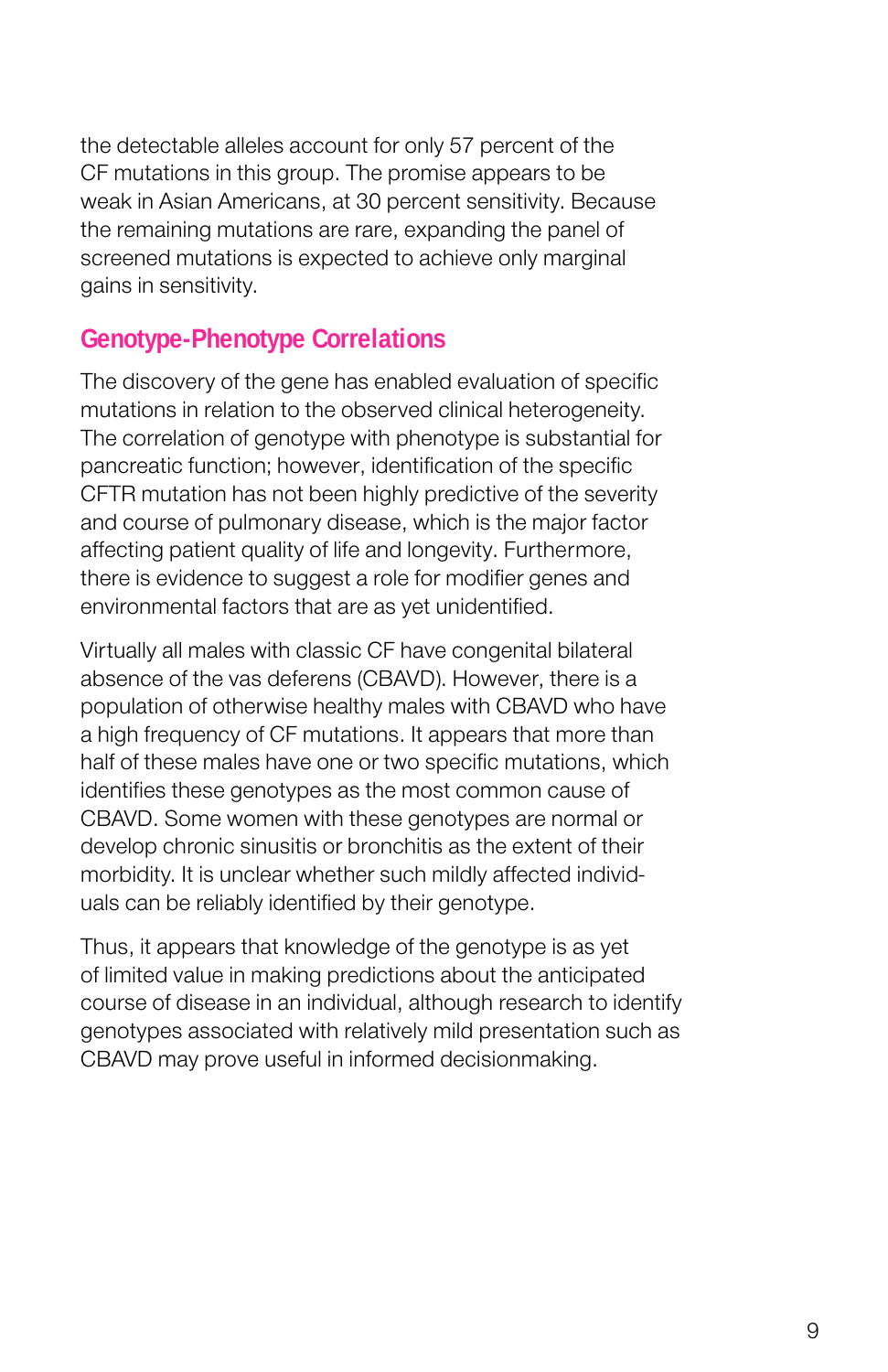the detectable alleles account for only 57 percent of the CF mutations in this group. The promise appears to be weak in Asian Americans, at 30 percent sensitivity. Because the remaining mutations are rare, expanding the panel of screened mutations is expected to achieve only marginal gains in sensitivity.

## Genotype-Phenotype Correlations

The discovery of the gene has enabled evaluation of specific mutations in relation to the observed clinical heterogeneity. The correlation of genotype with phenotype is substantial for pancreatic function; however, identification of the specific CFTR mutation has not been highly predictive of the severity and course of pulmonary disease, which is the major factor affecting patient quality of life and longevity. Furthermore, there is evidence to suggest a role for modifier genes and environmental factors that are as yet unidentified.

Virtually all males with classic CF have congenital bilateral absence of the vas deferens (CBAVD). However, there is a population of otherwise healthy males with CBAVD who have a high frequency of CF mutations. It appears that more than half of these males have one or two specific mutations, which identifies these genotypes as the most common cause of CBAVD. Some women with these genotypes are normal or develop chronic sinusitis or bronchitis as the extent of their morbidity. It is unclear whether such mildly affected individuals can be reliably identified by their genotype.

Thus, it appears that knowledge of the genotype is as yet of limited value in making predictions about the anticipated course of disease in an individual, although research to identify genotypes associated with relatively mild presentation such as CBAVD may prove useful in informed decisionmaking.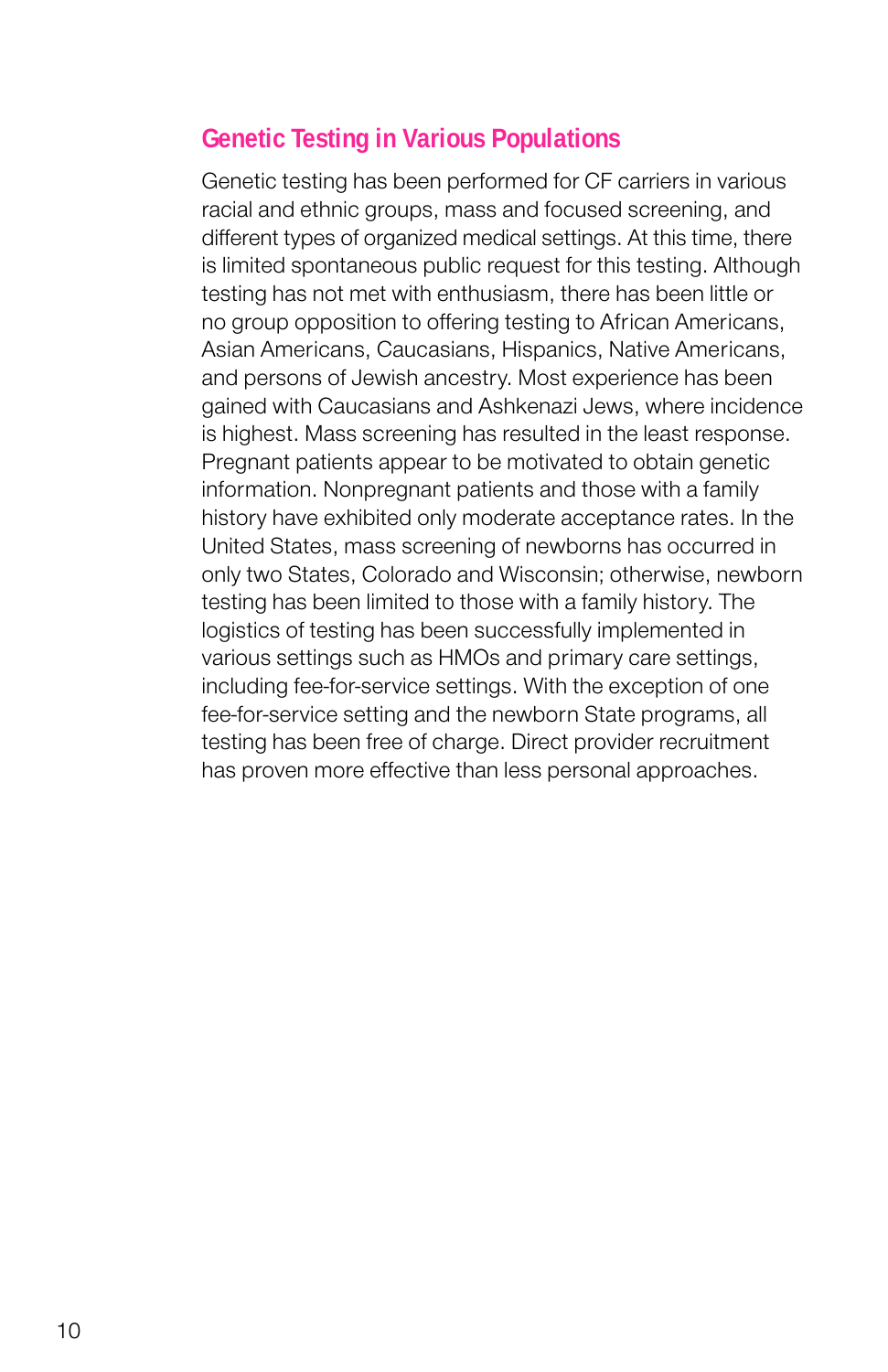## Genetic Testing in Various Populations

Genetic testing has been performed for CF carriers in various racial and ethnic groups, mass and focused screening, and different types of organized medical settings. At this time, there is limited spontaneous public request for this testing. Although testing has not met with enthusiasm, there has been little or no group opposition to offering testing to African Americans, Asian Americans, Caucasians, Hispanics, Native Americans, and persons of Jewish ancestry. Most experience has been gained with Caucasians and Ashkenazi Jews, where incidence is highest. Mass screening has resulted in the least response. Pregnant patients appear to be motivated to obtain genetic information. Nonpregnant patients and those with a family history have exhibited only moderate acceptance rates. In the United States, mass screening of newborns has occurred in only two States, Colorado and Wisconsin; otherwise, newborn testing has been limited to those with a family history. The logistics of testing has been successfully implemented in various settings such as HMOs and primary care settings, including fee-for-service settings. With the exception of one fee-for-service setting and the newborn State programs, all testing has been free of charge. Direct provider recruitment has proven more effective than less personal approaches.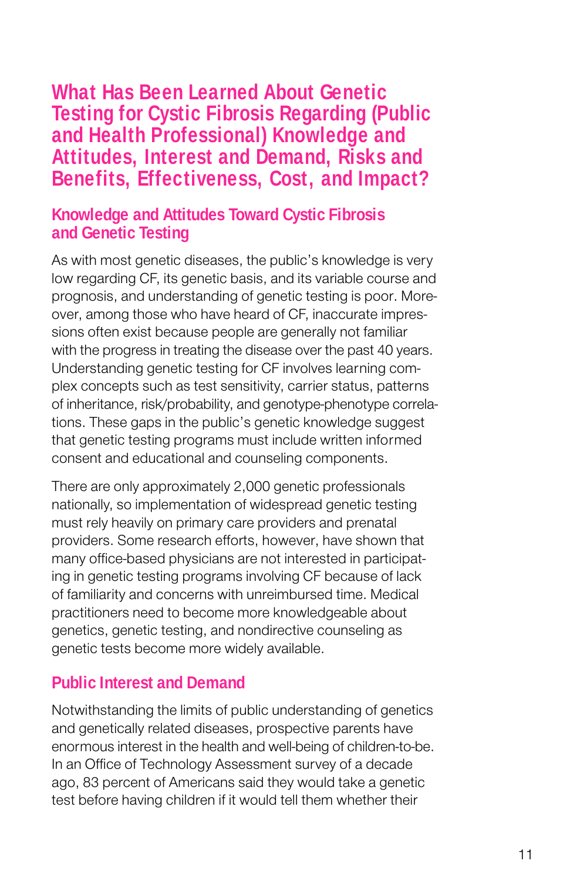## What Has Been Learned About Genetic Testing for Cystic Fibrosis Regarding (Public and Health Professional) Knowledge and Attitudes, Interest and Demand, Risks and Benefits, Effectiveness, Cost, and Impact?

### Knowledge and Attitudes Toward Cystic Fibrosis and Genetic Testing

As with most genetic diseases, the public's knowledge is very low regarding CF, its genetic basis, and its variable course and prognosis, and understanding of genetic testing is poor. Moreover, among those who have heard of CF, inaccurate impressions often exist because people are generally not familiar with the progress in treating the disease over the past 40 years. Understanding genetic testing for CF involves learning complex concepts such as test sensitivity, carrier status, patterns of inheritance, risk/probability, and genotype-phenotype correlations. These gaps in the public's genetic knowledge suggest that genetic testing programs must include written informed consent and educational and counseling components.

There are only approximately 2,000 genetic professionals nationally, so implementation of widespread genetic testing must rely heavily on primary care providers and prenatal providers. Some research efforts, however, have shown that many office-based physicians are not interested in participating in genetic testing programs involving CF because of lack of familiarity and concerns with unreimbursed time. Medical practitioners need to become more knowledgeable about genetics, genetic testing, and nondirective counseling as genetic tests become more widely available.

### Public Interest and Demand

Notwithstanding the limits of public understanding of genetics and genetically related diseases, prospective parents have enormous interest in the health and well-being of children-to-be. In an Office of Technology Assessment survey of a decade ago, 83 percent of Americans said they would take a genetic test before having children if it would tell them whether their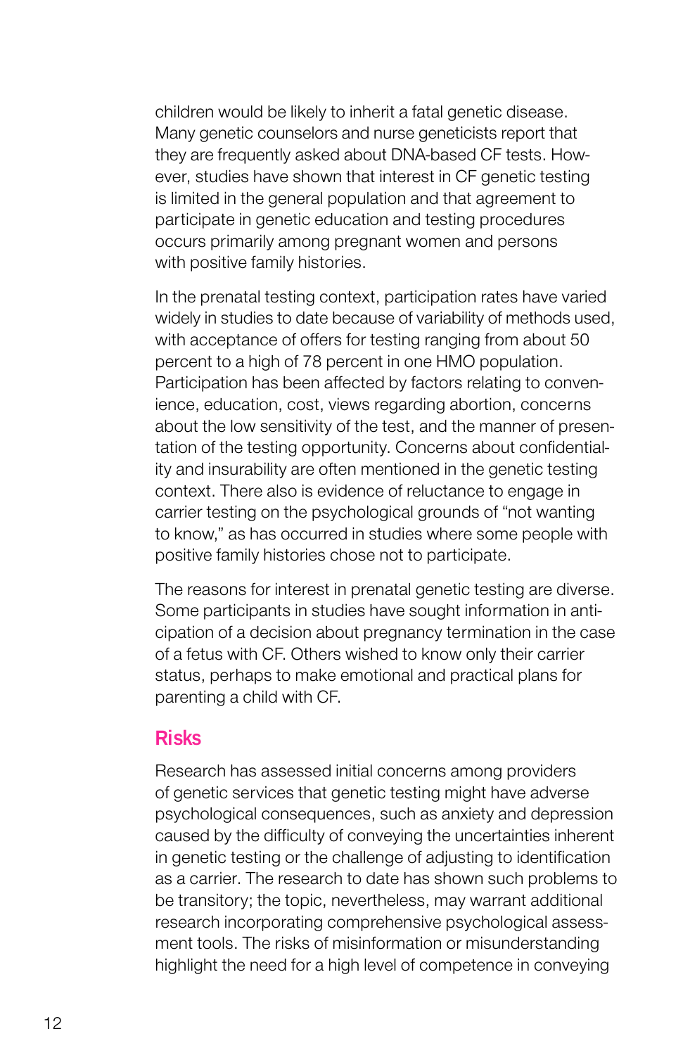children would be likely to inherit a fatal genetic disease. Many genetic counselors and nurse geneticists report that they are frequently asked about DNA-based CF tests. However, studies have shown that interest in CF genetic testing is limited in the general population and that agreement to participate in genetic education and testing procedures occurs primarily among pregnant women and persons with positive family histories.

In the prenatal testing context, participation rates have varied widely in studies to date because of variability of methods used, with acceptance of offers for testing ranging from about 50 percent to a high of 78 percent in one HMO population. Participation has been affected by factors relating to convenience, education, cost, views regarding abortion, concerns about the low sensitivity of the test, and the manner of presentation of the testing opportunity. Concerns about confidentiality and insurability are often mentioned in the genetic testing context. There also is evidence of reluctance to engage in carrier testing on the psychological grounds of "not wanting to know," as has occurred in studies where some people with positive family histories chose not to participate.

The reasons for interest in prenatal genetic testing are diverse. Some participants in studies have sought information in anticipation of a decision about pregnancy termination in the case of a fetus with CF. Others wished to know only their carrier status, perhaps to make emotional and practical plans for parenting a child with CF.

## Risks

Research has assessed initial concerns among providers of genetic services that genetic testing might have adverse psychological consequences, such as anxiety and depression caused by the difficulty of conveying the uncertainties inherent in genetic testing or the challenge of adjusting to identification as a carrier. The research to date has shown such problems to be transitory; the topic, nevertheless, may warrant additional research incorporating comprehensive psychological assessment tools. The risks of misinformation or misunderstanding highlight the need for a high level of competence in conveying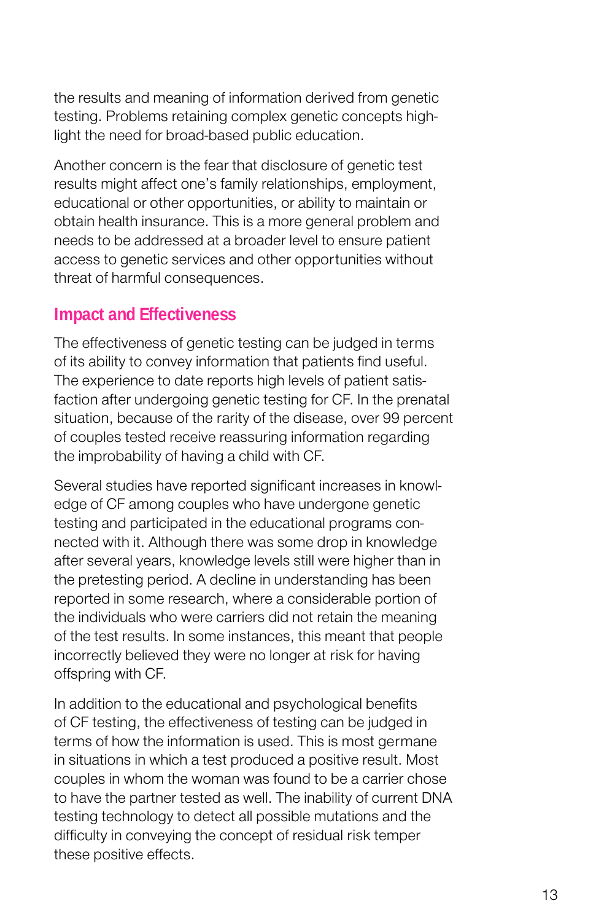the results and meaning of information derived from genetic testing. Problems retaining complex genetic concepts highlight the need for broad-based public education.

Another concern is the fear that disclosure of genetic test results might affect one's family relationships, employment, educational or other opportunities, or ability to maintain or obtain health insurance. This is a more general problem and needs to be addressed at a broader level to ensure patient access to genetic services and other opportunities without threat of harmful consequences.

## Impact and Effectiveness

The effectiveness of genetic testing can be judged in terms of its ability to convey information that patients find useful. The experience to date reports high levels of patient satisfaction after undergoing genetic testing for CF. In the prenatal situation, because of the rarity of the disease, over 99 percent of couples tested receive reassuring information regarding the improbability of having a child with CF.

Several studies have reported significant increases in knowledge of CF among couples who have undergone genetic testing and participated in the educational programs connected with it. Although there was some drop in knowledge after several years, knowledge levels still were higher than in the pretesting period. A decline in understanding has been reported in some research, where a considerable portion of the individuals who were carriers did not retain the meaning of the test results. In some instances, this meant that people incorrectly believed they were no longer at risk for having offspring with CF.

In addition to the educational and psychological benefits of CF testing, the effectiveness of testing can be judged in terms of how the information is used. This is most germane in situations in which a test produced a positive result. Most couples in whom the woman was found to be a carrier chose to have the partner tested as well. The inability of current DNA testing technology to detect all possible mutations and the difficulty in conveying the concept of residual risk temper these positive effects.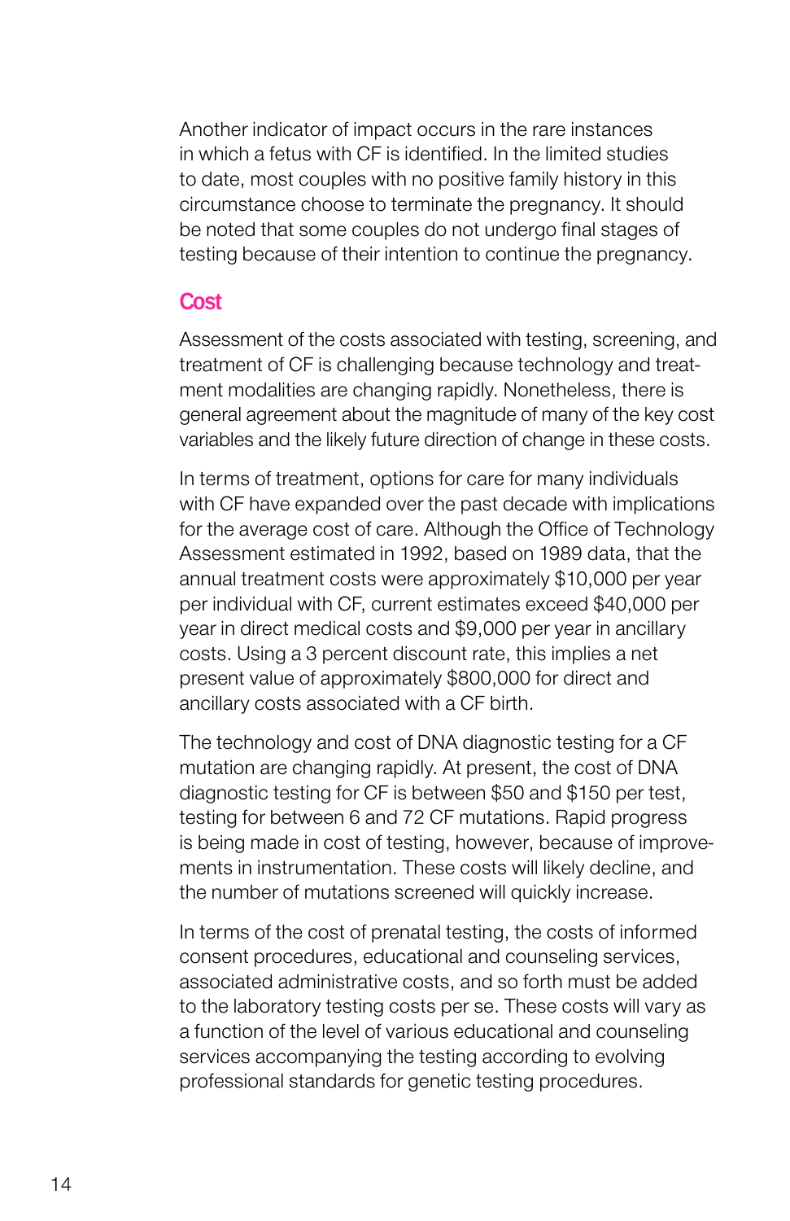Another indicator of impact occurs in the rare instances in which a fetus with CF is identified. In the limited studies to date, most couples with no positive family history in this circumstance choose to terminate the pregnancy. It should be noted that some couples do not undergo final stages of testing because of their intention to continue the pregnancy.

## Cost

Assessment of the costs associated with testing, screening, and treatment of CF is challenging because technology and treatment modalities are changing rapidly. Nonetheless, there is general agreement about the magnitude of many of the key cost variables and the likely future direction of change in these costs.

In terms of treatment, options for care for many individuals with CF have expanded over the past decade with implications for the average cost of care. Although the Office of Technology Assessment estimated in 1992, based on 1989 data, that the annual treatment costs were approximately $10,000 per year per individual with CF, current estimates exceed $40,000 per year in direct medical costs and $9,000 per year in ancillary costs. Using a 3 percent discount rate, this implies a net present value of approximately $800,000 for direct and ancillary costs associated with a CF birth.

The technology and cost of DNA diagnostic testing for a CF mutation are changing rapidly. At present, the cost of DNA diagnostic testing for CF is between $50 and $150 per test, testing for between 6 and 72 CF mutations. Rapid progress is being made in cost of testing, however, because of improvements in instrumentation. These costs will likely decline, and the number of mutations screened will quickly increase.

In terms of the cost of prenatal testing, the costs of informed consent procedures, educational and counseling services, associated administrative costs, and so forth must be added to the laboratory testing costs per se. These costs will vary as a function of the level of various educational and counseling services accompanying the testing according to evolving professional standards for genetic testing procedures.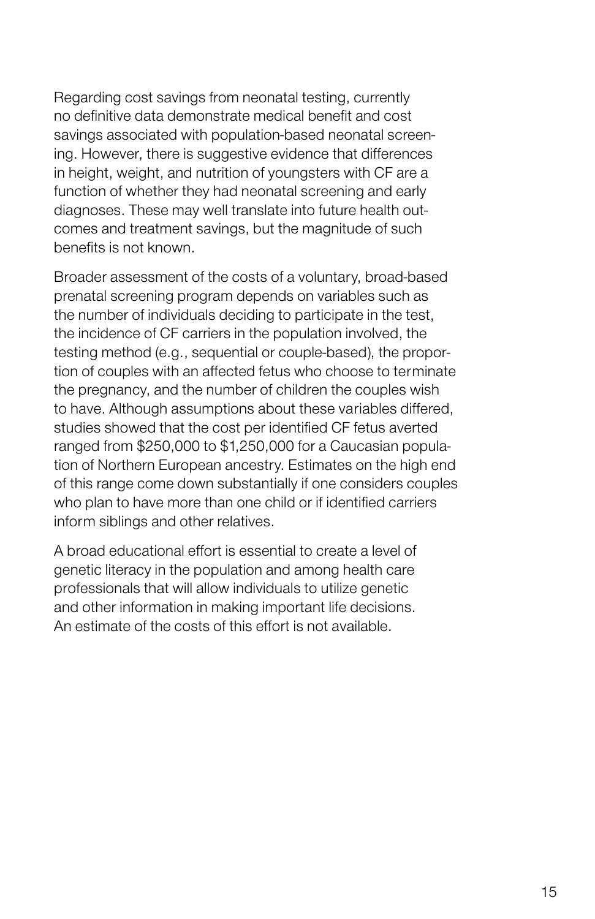Regarding cost savings from neonatal testing, currently no definitive data demonstrate medical benefit and cost savings associated with population-based neonatal screening. However, there is suggestive evidence that differences in height, weight, and nutrition of youngsters with CF are a function of whether they had neonatal screening and early diagnoses. These may well translate into future health outcomes and treatment savings, but the magnitude of such benefits is not known.

Broader assessment of the costs of a voluntary, broad-based prenatal screening program depends on variables such as the number of individuals deciding to participate in the test, the incidence of CF carriers in the population involved, the testing method (e.g., sequential or couple-based), the proportion of couples with an affected fetus who choose to terminate the pregnancy, and the number of children the couples wish to have. Although assumptions about these variables differed, studies showed that the cost per identified CF fetus averted ranged from $250,000 to $1,250,000 for a Caucasian population of Northern European ancestry. Estimates on the high end of this range come down substantially if one considers couples who plan to have more than one child or if identified carriers inform siblings and other relatives.

A broad educational effort is essential to create a level of genetic literacy in the population and among health care professionals that will allow individuals to utilize genetic and other information in making important life decisions. An estimate of the costs of this effort is not available.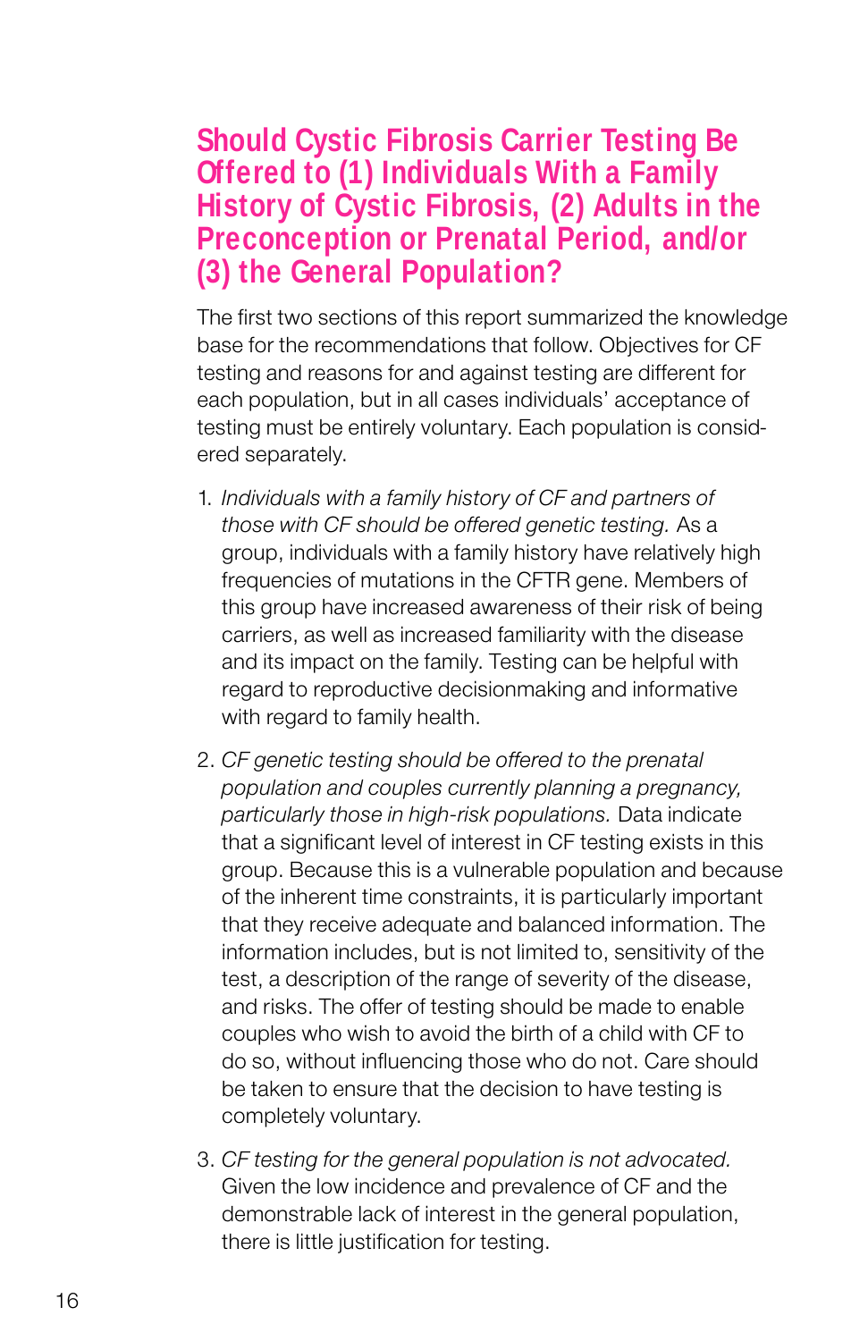# Should Cystic Fibrosis Carrier Testing Be Offered to (1) Individuals With a Family History of Cystic Fibrosis, (2) Adults in the Preconception or Prenatal Period, and/or (3) the General Population?

The first two sections of this report summarized the knowledge base for the recommendations that follow. Objectives for CF testing and reasons for and against testing are different for each population, but in all cases individuals' acceptance of testing must be entirely voluntary. Each population is considered separately.

1. *Individuals with a family history of CF and partners of those with CF should be offered genetic testing.* As a group, individuals with a family history have relatively high frequencies of mutations in the CFTR gene. Members of this group have increased awareness of their risk of being carriers, as well as increased familiarity with the disease and its impact on the family. Testing can be helpful with regard to reproductive decisionmaking and informative with regard to family health.

2. *CF genetic testing should be offered to the prenatal population and couples currently planning a pregnancy, particularly those in high-risk populations.* Data indicate that a significant level of interest in CF testing exists in this group. Because this is a vulnerable population and because of the inherent time constraints, it is particularly important that they receive adequate and balanced information. The information includes, but is not limited to, sensitivity of the test, a description of the range of severity of the disease, and risks. The offer of testing should be made to enable couples who wish to avoid the birth of a child with CF to do so, without influencing those who do not. Care should be taken to ensure that the decision to have testing is completely voluntary.

3. *CF testing for the general population is not advocated.* Given the low incidence and prevalence of CF and the demonstrable lack of interest in the general population, there is little justification for testing.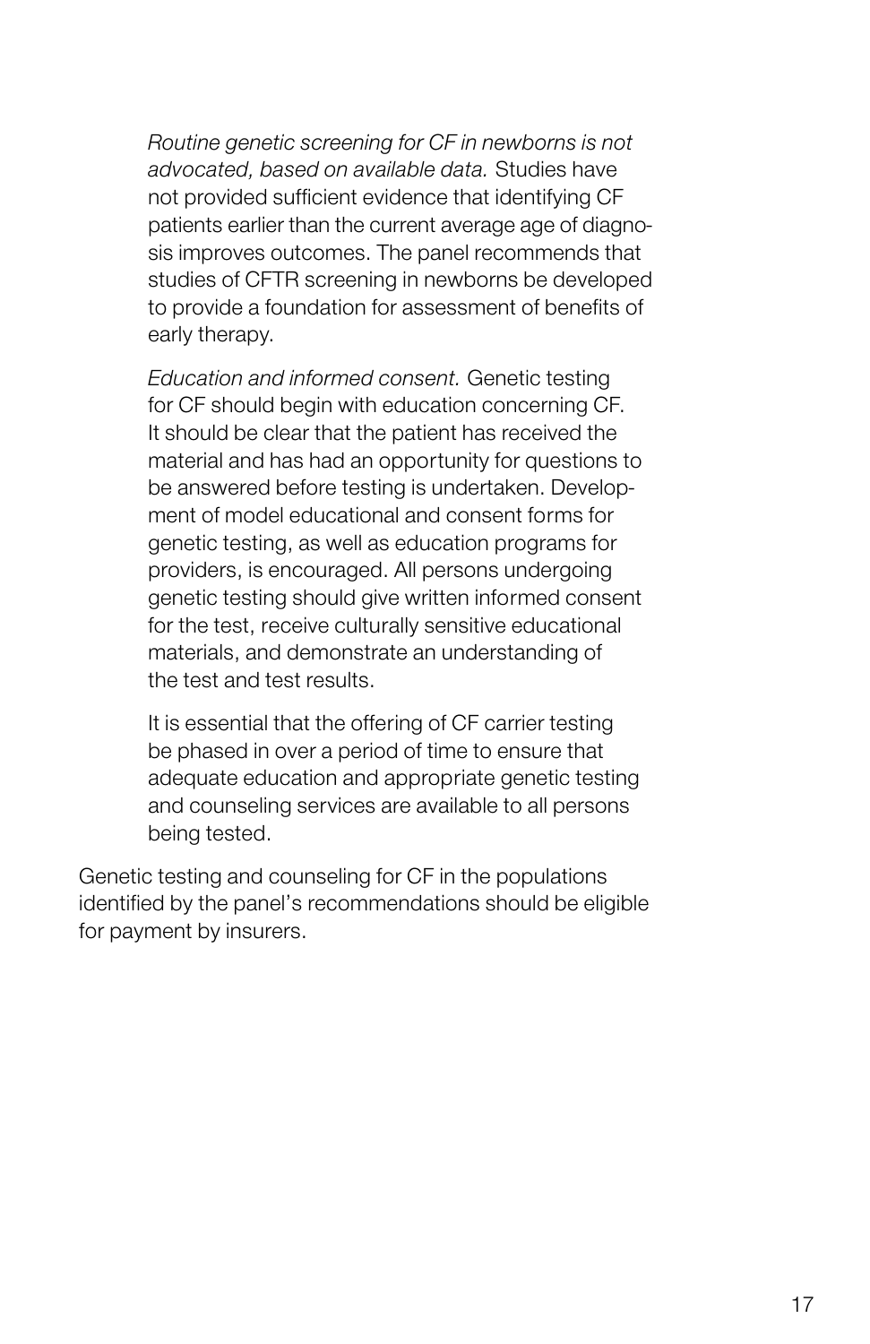*Routine genetic screening for CF in newborns is not advocated, based on available data.* Studies have not provided sufficient evidence that identifying CF patients earlier than the current average age of diagnosis improves outcomes. The panel recommends that studies of CFTR screening in newborns be developed to provide a foundation for assessment of benefits of early therapy.

*Education and informed consent.* Genetic testing for CF should begin with education concerning CF. It should be clear that the patient has received the material and has had an opportunity for questions to be answered before testing is undertaken. Development of model educational and consent forms for genetic testing, as well as education programs for providers, is encouraged. All persons undergoing genetic testing should give written informed consent for the test, receive culturally sensitive educational materials, and demonstrate an understanding of the test and test results.

It is essential that the offering of CF carrier testing be phased in over a period of time to ensure that adequate education and appropriate genetic testing and counseling services are available to all persons being tested.

Genetic testing and counseling for CF in the populations identified by the panel's recommendations should be eligible for payment by insurers.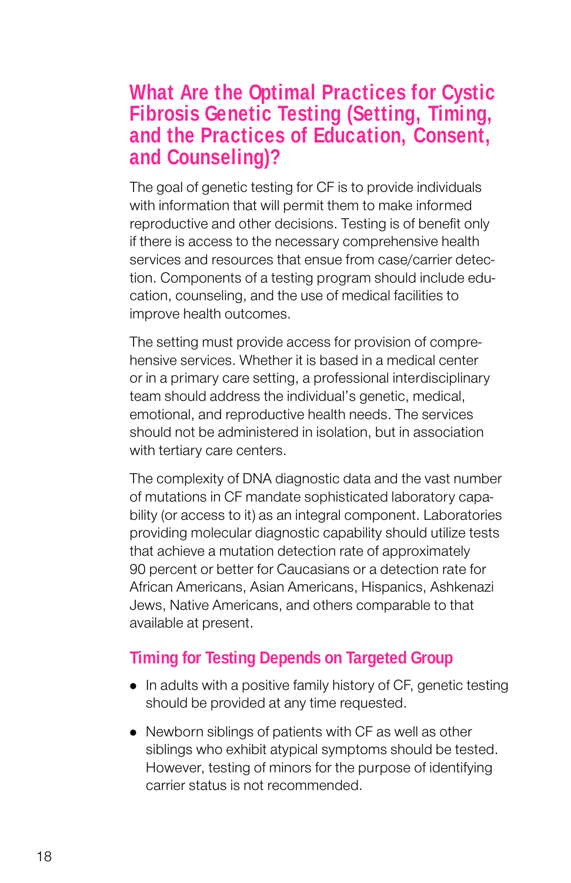## What Are the Optimal Practices for Cystic Fibrosis Genetic Testing (Setting, Timing, and the Practices of Education, Consent, and Counseling)?

The goal of genetic testing for CF is to provide individuals with information that will permit them to make informed reproductive and other decisions. Testing is of benefit only if there is access to the necessary comprehensive health services and resources that ensue from case/carrier detection. Components of a testing program should include education, counseling, and the use of medical facilities to improve health outcomes.

The setting must provide access for provision of comprehensive services. Whether it is based in a medical center or in a primary care setting, a professional interdisciplinary team should address the individual's genetic, medical, emotional, and reproductive health needs. The services should not be administered in isolation, but in association with tertiary care centers.

The complexity of DNA diagnostic data and the vast number of mutations in CF mandate sophisticated laboratory capability (or access to it) as an integral component. Laboratories providing molecular diagnostic capability should utilize tests that achieve a mutation detection rate of approximately 90 percent or better for Caucasians or a detection rate for African Americans, Asian Americans, Hispanics, Ashkenazi Jews, Native Americans, and others comparable to that available at present.

### Timing for Testing Depends on Targeted Group

- In adults with a positive family history of CF, genetic testing should be provided at any time requested.
- Newborn siblings of patients with CF as well as other siblings who exhibit atypical symptoms should be tested. However, testing of minors for the purpose of identifying carrier status is not recommended.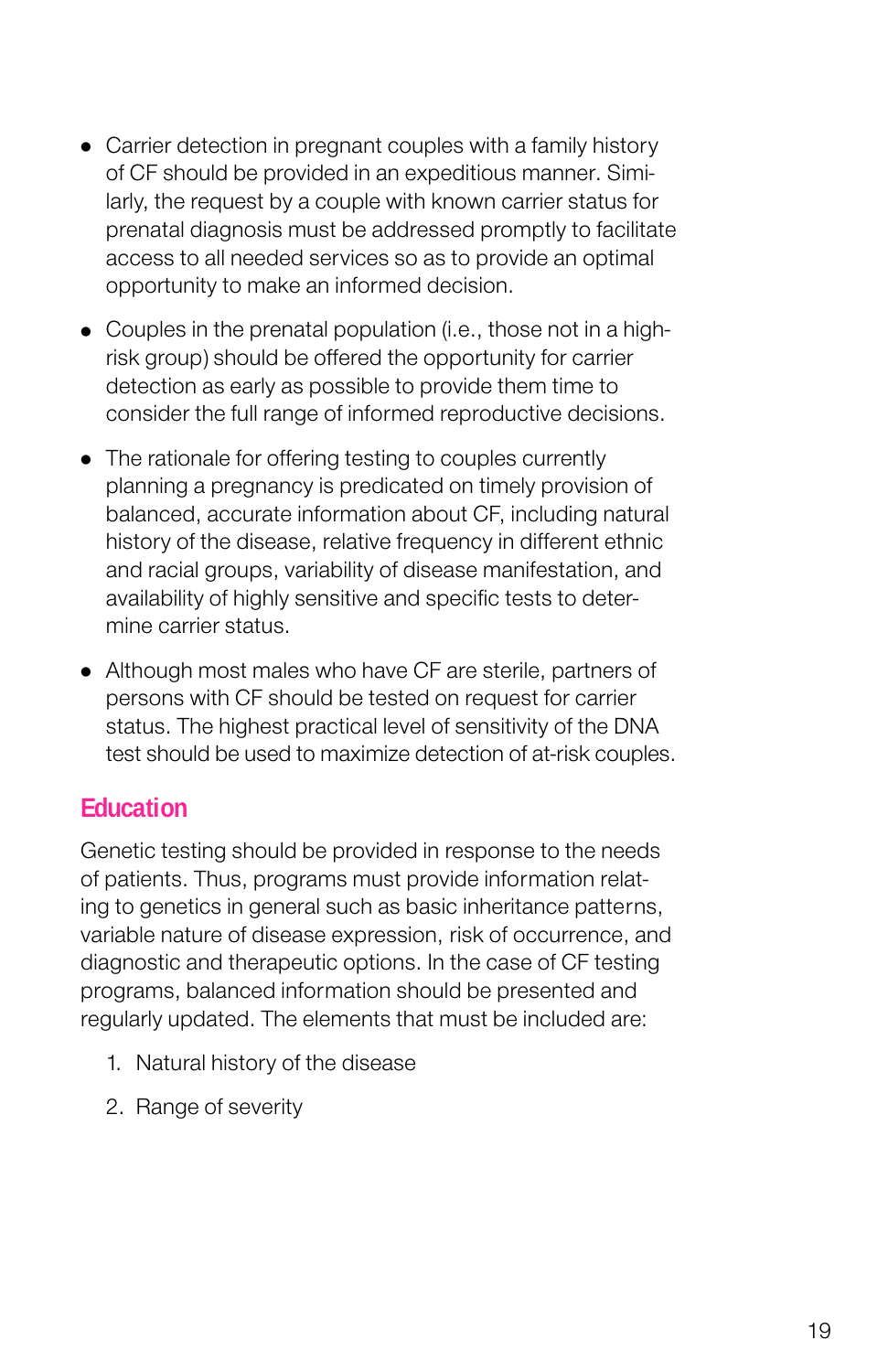- Carrier detection in pregnant couples with a family history of CF should be provided in an expeditious manner. Similarly, the request by a couple with known carrier status for prenatal diagnosis must be addressed promptly to facilitate access to all needed services so as to provide an optimal opportunity to make an informed decision.
- Couples in the prenatal population (i.e., those not in a high-risk group) should be offered the opportunity for carrier detection as early as possible to provide them time to consider the full range of informed reproductive decisions.
- The rationale for offering testing to couples currently planning a pregnancy is predicated on timely provision of balanced, accurate information about CF, including natural history of the disease, relative frequency in different ethnic and racial groups, variability of disease manifestation, and availability of highly sensitive and specific tests to determine carrier status.
- Although most males who have CF are sterile, partners of persons with CF should be tested on request for carrier status. The highest practical level of sensitivity of the DNA test should be used to maximize detection of at-risk couples.

## Education

Genetic testing should be provided in response to the needs of patients. Thus, programs must provide information relating to genetics in general such as basic inheritance patterns, variable nature of disease expression, risk of occurrence, and diagnostic and therapeutic options. In the case of CF testing programs, balanced information should be presented and regularly updated. The elements that must be included are:

1. Natural history of the disease
2. Range of severity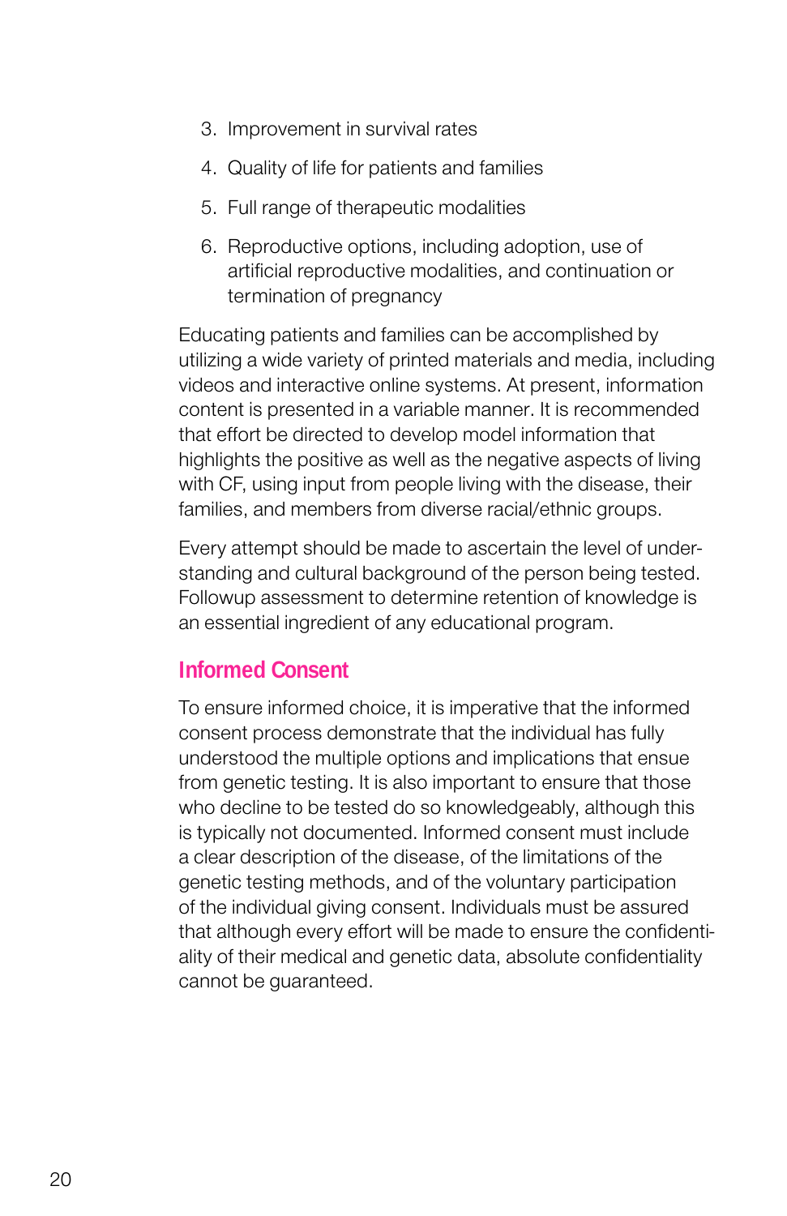3. Improvement in survival rates
4. Quality of life for patients and families
5. Full range of therapeutic modalities
6. Reproductive options, including adoption, use of artificial reproductive modalities, and continuation or termination of pregnancy

Educating patients and families can be accomplished by utilizing a wide variety of printed materials and media, including videos and interactive online systems. At present, information content is presented in a variable manner. It is recommended that effort be directed to develop model information that highlights the positive as well as the negative aspects of living with CF, using input from people living with the disease, their families, and members from diverse racial/ethnic groups.

Every attempt should be made to ascertain the level of understanding and cultural background of the person being tested. Followup assessment to determine retention of knowledge is an essential ingredient of any educational program.

## Informed Consent

To ensure informed choice, it is imperative that the informed consent process demonstrate that the individual has fully understood the multiple options and implications that ensue from genetic testing. It is also important to ensure that those who decline to be tested do so knowledgeably, although this is typically not documented. Informed consent must include a clear description of the disease, of the limitations of the genetic testing methods, and of the voluntary participation of the individual giving consent. Individuals must be assured that although every effort will be made to ensure the confidentiality of their medical and genetic data, absolute confidentiality cannot be guaranteed.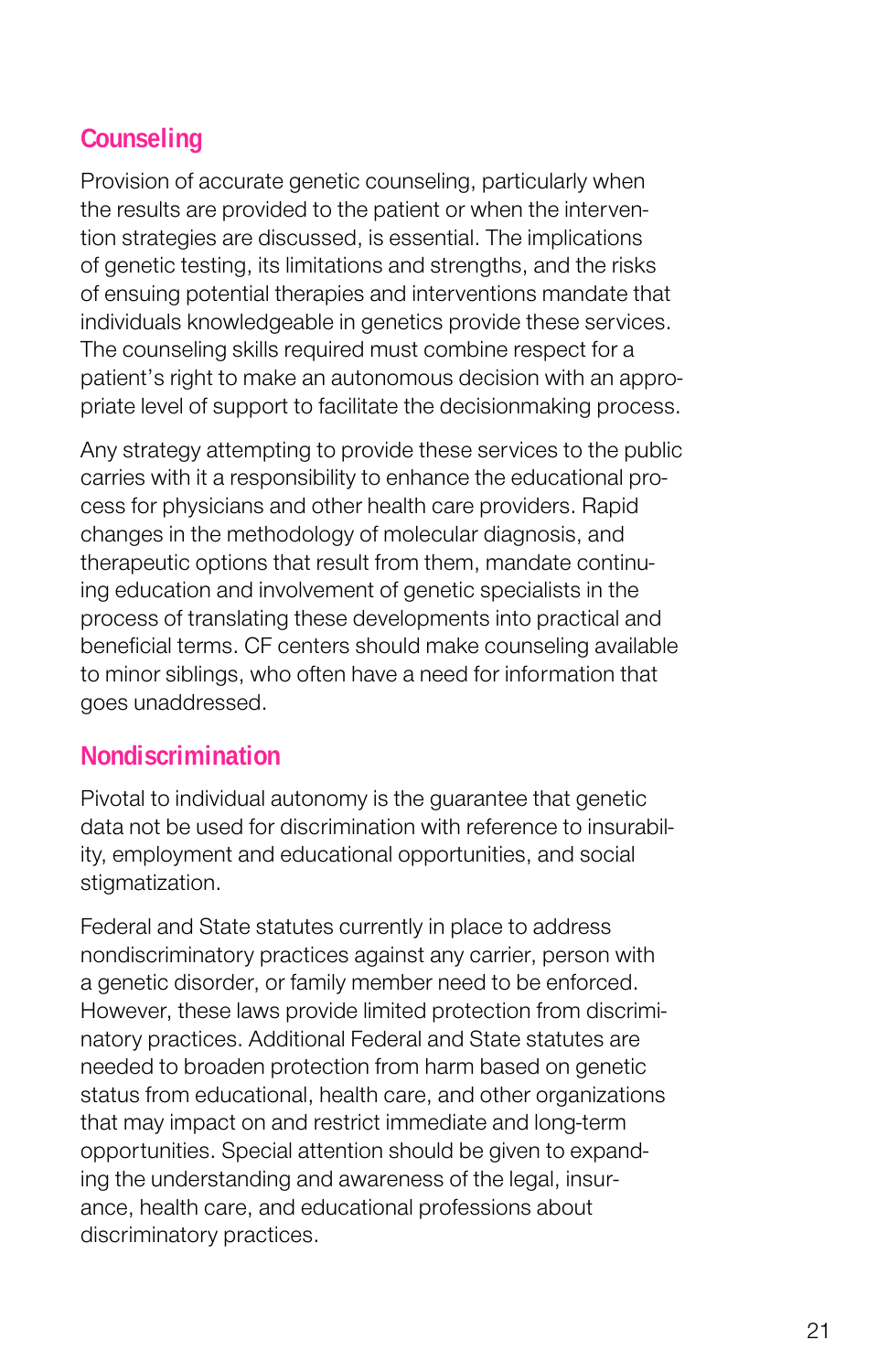## Counseling

Provision of accurate genetic counseling, particularly when the results are provided to the patient or when the intervention strategies are discussed, is essential. The implications of genetic testing, its limitations and strengths, and the risks of ensuing potential therapies and interventions mandate that individuals knowledgeable in genetics provide these services. The counseling skills required must combine respect for a patient's right to make an autonomous decision with an appropriate level of support to facilitate the decisionmaking process.

Any strategy attempting to provide these services to the public carries with it a responsibility to enhance the educational process for physicians and other health care providers. Rapid changes in the methodology of molecular diagnosis, and therapeutic options that result from them, mandate continuing education and involvement of genetic specialists in the process of translating these developments into practical and beneficial terms. CF centers should make counseling available to minor siblings, who often have a need for information that goes unaddressed.

## Nondiscrimination

Pivotal to individual autonomy is the guarantee that genetic data not be used for discrimination with reference to insurability, employment and educational opportunities, and social stigmatization.

Federal and State statutes currently in place to address nondiscriminatory practices against any carrier, person with a genetic disorder, or family member need to be enforced. However, these laws provide limited protection from discriminatory practices. Additional Federal and State statutes are needed to broaden protection from harm based on genetic status from educational, health care, and other organizations that may impact on and restrict immediate and long-term opportunities. Special attention should be given to expanding the understanding and awareness of the legal, insurance, health care, and educational professions about discriminatory practices.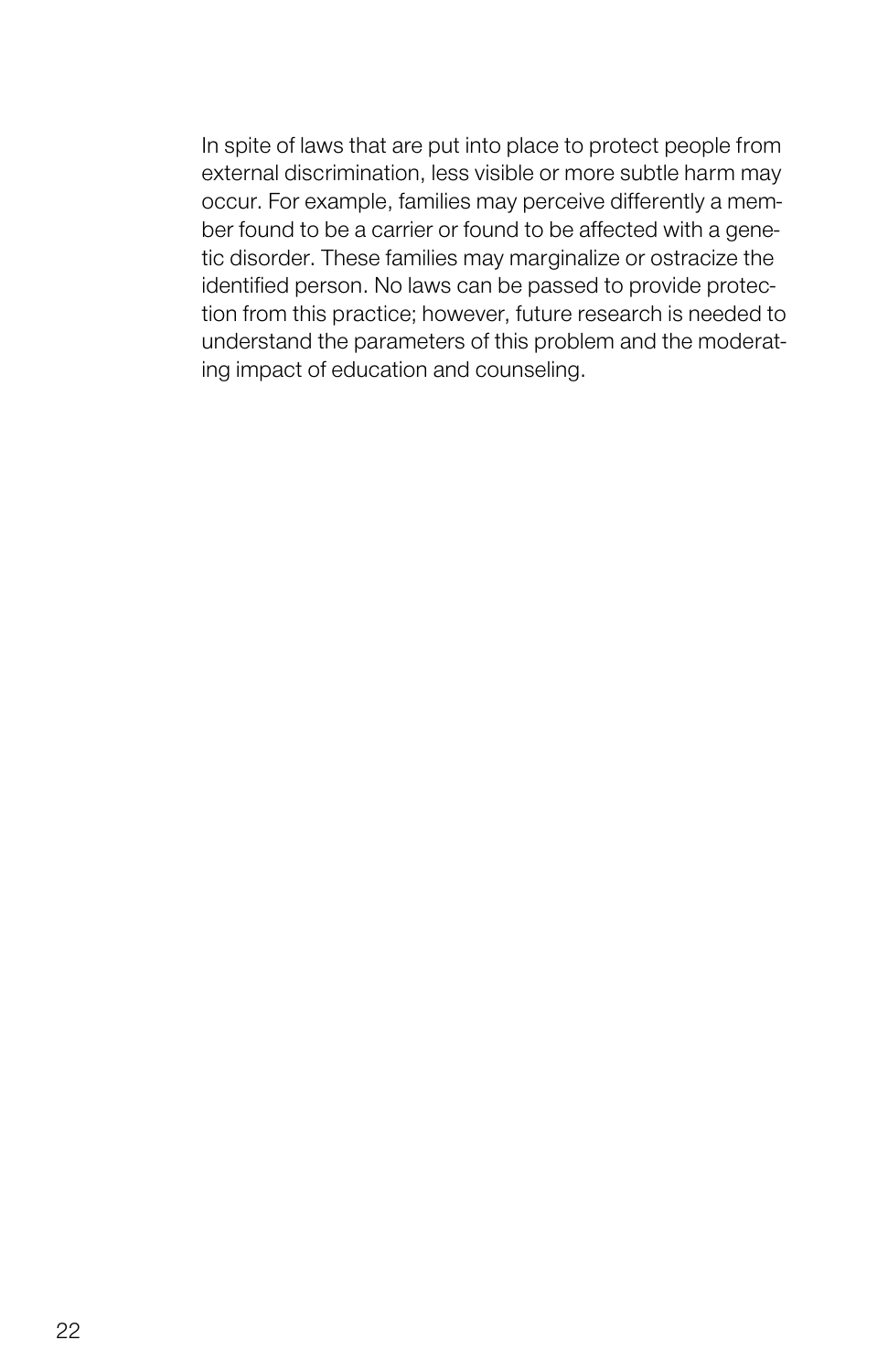In spite of laws that are put into place to protect people from external discrimination, less visible or more subtle harm may occur. For example, families may perceive differently a member found to be a carrier or found to be affected with a genetic disorder. These families may marginalize or ostracize the identified person. No laws can be passed to provide protection from this practice; however, future research is needed to understand the parameters of this problem and the moderating impact of education and counseling.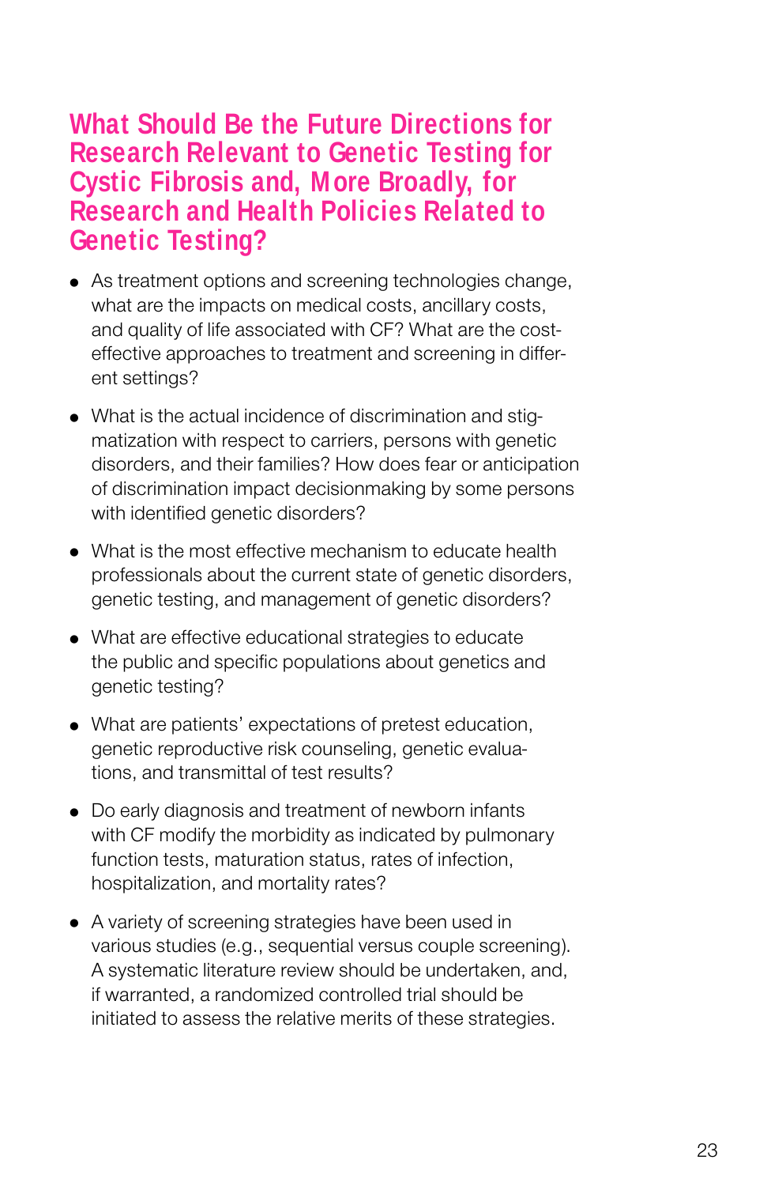## What Should Be the Future Directions for Research Relevant to Genetic Testing for Cystic Fibrosis and, More Broadly, for Research and Health Policies Related to Genetic Testing?

- As treatment options and screening technologies change, what are the impacts on medical costs, ancillary costs, and quality of life associated with CF? What are the cost-effective approaches to treatment and screening in different settings?
- What is the actual incidence of discrimination and stigmatization with respect to carriers, persons with genetic disorders, and their families? How does fear or anticipation of discrimination impact decisionmaking by some persons with identified genetic disorders?
- What is the most effective mechanism to educate health professionals about the current state of genetic disorders, genetic testing, and management of genetic disorders?
- What are effective educational strategies to educate the public and specific populations about genetics and genetic testing?
- What are patients' expectations of pretest education, genetic reproductive risk counseling, genetic evaluations, and transmittal of test results?
- Do early diagnosis and treatment of newborn infants with CF modify the morbidity as indicated by pulmonary function tests, maturation status, rates of infection, hospitalization, and mortality rates?
- A variety of screening strategies have been used in various studies (e.g., sequential versus couple screening). A systematic literature review should be undertaken, and, if warranted, a randomized controlled trial should be initiated to assess the relative merits of these strategies.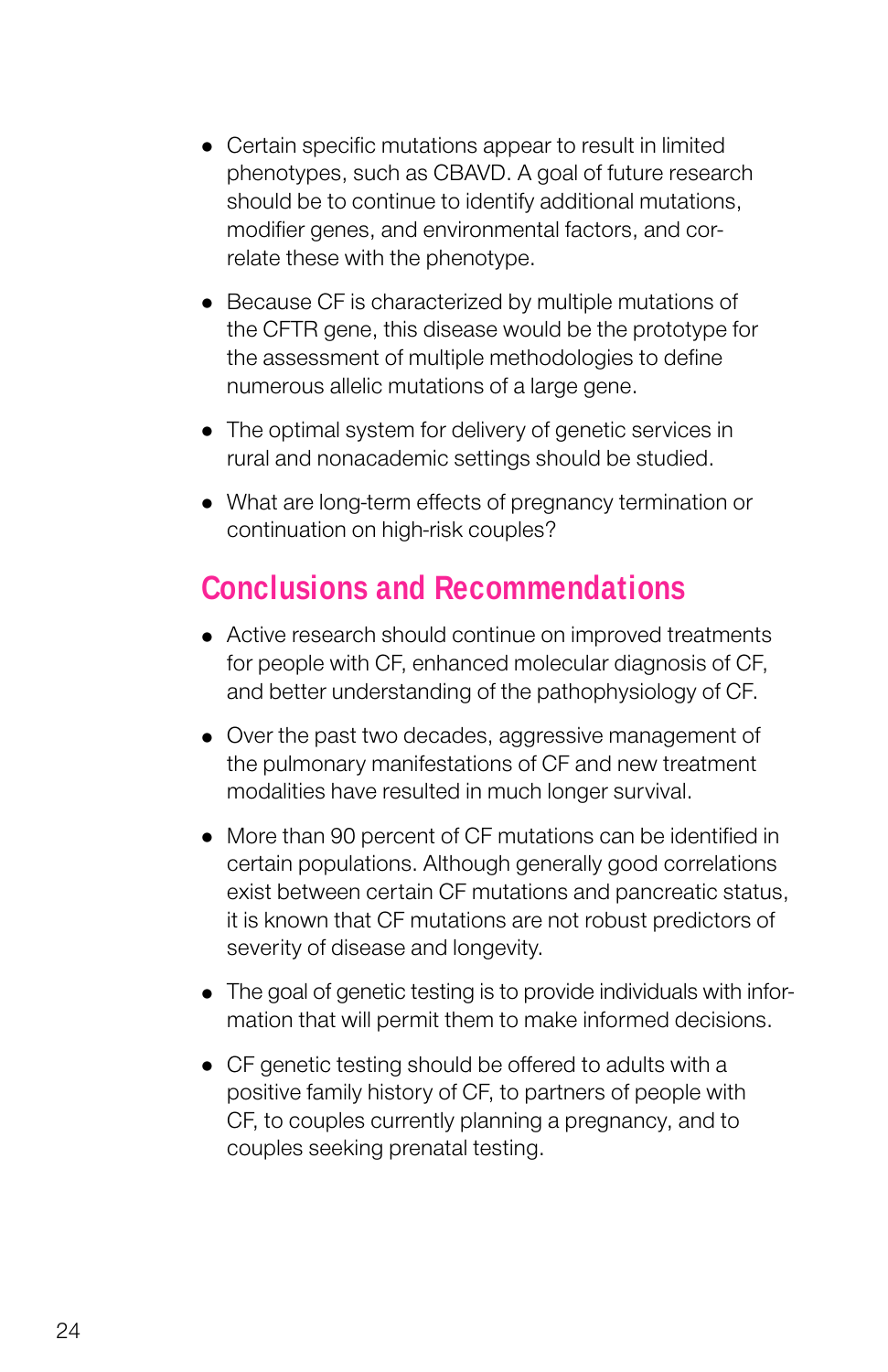- Certain specific mutations appear to result in limited phenotypes, such as CBAVD. A goal of future research should be to continue to identify additional mutations, modifier genes, and environmental factors, and correlate these with the phenotype.
- Because CF is characterized by multiple mutations of the CFTR gene, this disease would be the prototype for the assessment of multiple methodologies to define numerous allelic mutations of a large gene.
- The optimal system for delivery of genetic services in rural and nonacademic settings should be studied.
- What are long-term effects of pregnancy termination or continuation on high-risk couples?

## Conclusions and Recommendations

- Active research should continue on improved treatments for people with CF, enhanced molecular diagnosis of CF, and better understanding of the pathophysiology of CF.
- Over the past two decades, aggressive management of the pulmonary manifestations of CF and new treatment modalities have resulted in much longer survival.
- More than 90 percent of CF mutations can be identified in certain populations. Although generally good correlations exist between certain CF mutations and pancreatic status, it is known that CF mutations are not robust predictors of severity of disease and longevity.
- The goal of genetic testing is to provide individuals with information that will permit them to make informed decisions.
- CF genetic testing should be offered to adults with a positive family history of CF, to partners of people with CF, to couples currently planning a pregnancy, and to couples seeking prenatal testing.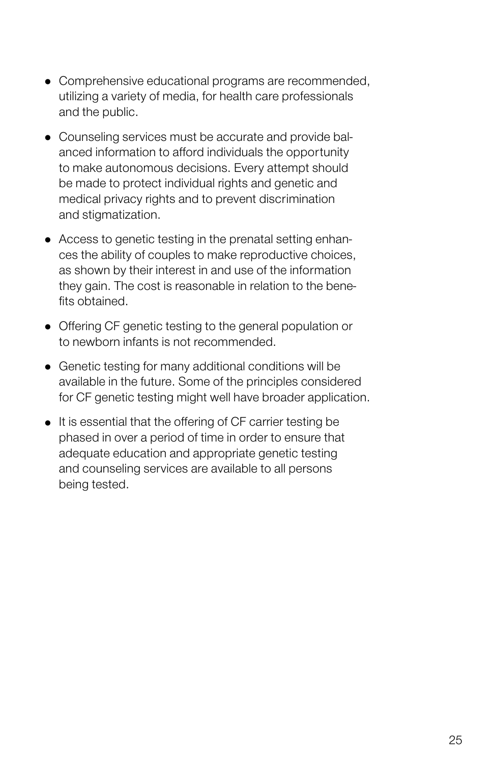- Comprehensive educational programs are recommended, utilizing a variety of media, for health care professionals and the public.

- Counseling services must be accurate and provide balanced information to afford individuals the opportunity to make autonomous decisions. Every attempt should be made to protect individual rights and genetic and medical privacy rights and to prevent discrimination and stigmatization.

- Access to genetic testing in the prenatal setting enhances the ability of couples to make reproductive choices, as shown by their interest in and use of the information they gain. The cost is reasonable in relation to the benefits obtained.

- Offering CF genetic testing to the general population or to newborn infants is not recommended.

- Genetic testing for many additional conditions will be available in the future. Some of the principles considered for CF genetic testing might well have broader application.

- It is essential that the offering of CF carrier testing be phased in over a period of time in order to ensure that adequate education and appropriate genetic testing and counseling services are available to all persons being tested.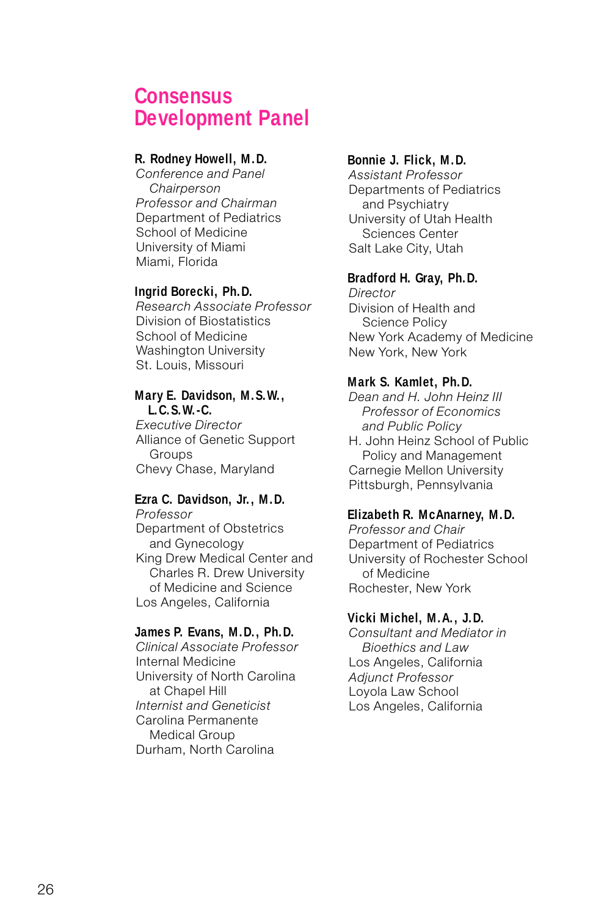# Consensus Development Panel

**R. Rodney Howell, M.D.**
*Conference and Panel Chairperson*
*Professor and Chairman*
Department of Pediatrics
School of Medicine
University of Miami
Miami, Florida

**Ingrid Borecki, Ph.D.**
*Research Associate Professor*
Division of Biostatistics
School of Medicine
Washington University
St. Louis, Missouri

**Mary E. Davidson, M.S.W., L.C.S.W.-C.**
*Executive Director*
Alliance of Genetic Support Groups
Chevy Chase, Maryland

**Ezra C. Davidson, Jr., M.D.**
*Professor*
Department of Obstetrics and Gynecology
King Drew Medical Center and Charles R. Drew University of Medicine and Science
Los Angeles, California

**James P. Evans, M.D., Ph.D.**
*Clinical Associate Professor*
Internal Medicine
University of North Carolina at Chapel Hill
*Internist and Geneticist*
Carolina Permanente Medical Group
Durham, North Carolina

**Bonnie J. Flick, M.D.**
*Assistant Professor*
Departments of Pediatrics and Psychiatry
University of Utah Health Sciences Center
Salt Lake City, Utah

**Bradford H. Gray, Ph.D.**
*Director*
Division of Health and Science Policy
New York Academy of Medicine
New York, New York

**Mark S. Kamlet, Ph.D.**
*Dean and H. John Heinz III Professor of Economics and Public Policy*
H. John Heinz School of Public Policy and Management
Carnegie Mellon University
Pittsburgh, Pennsylvania

**Elizabeth R. McAnarney, M.D.**
*Professor and Chair*
Department of Pediatrics
University of Rochester School of Medicine
Rochester, New York

**Vicki Michel, M.A., J.D.**
*Consultant and Mediator in Bioethics and Law*
Los Angeles, California
*Adjunct Professor*
Loyola Law School
Los Angeles, California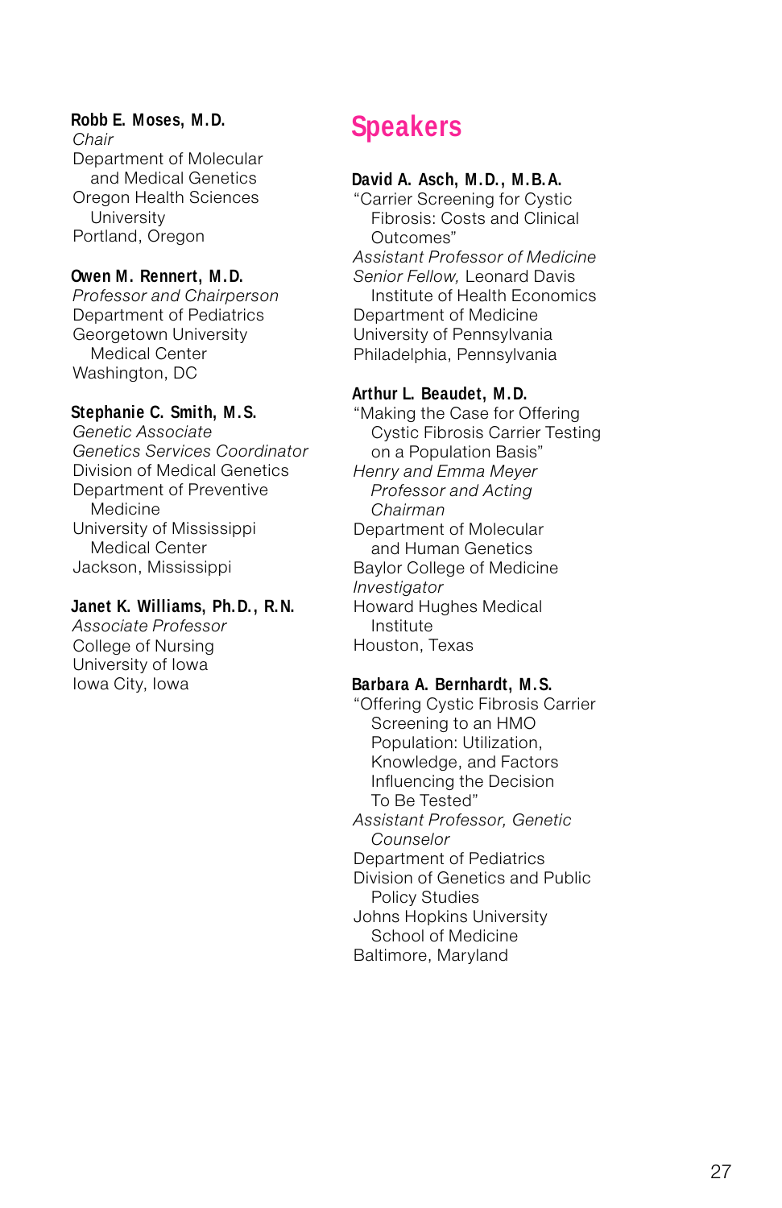**Robb E. Moses, M.D.**
*Chair*
Department of Molecular and Medical Genetics
Oregon Health Sciences University
Portland, Oregon

**Owen M. Rennert, M.D.**
*Professor and Chairperson*
Department of Pediatrics
Georgetown University Medical Center
Washington, DC

**Stephanie C. Smith, M.S.**
*Genetic Associate*
*Genetics Services Coordinator*
Division of Medical Genetics
Department of Preventive Medicine
University of Mississippi Medical Center
Jackson, Mississippi

**Janet K. Williams, Ph.D., R.N.**
*Associate Professor*
College of Nursing
University of Iowa
Iowa City, Iowa

## Speakers

**David A. Asch, M.D., M.B.A.**
"Carrier Screening for Cystic Fibrosis: Costs and Clinical Outcomes"
*Assistant Professor of Medicine*
*Senior Fellow,* Leonard Davis Institute of Health Economics
Department of Medicine
University of Pennsylvania
Philadelphia, Pennsylvania

**Arthur L. Beaudet, M.D.**
"Making the Case for Offering Cystic Fibrosis Carrier Testing on a Population Basis"
*Henry and Emma Meyer Professor and Acting Chairman*
Department of Molecular and Human Genetics
Baylor College of Medicine
*Investigator*
Howard Hughes Medical Institute
Houston, Texas

**Barbara A. Bernhardt, M.S.**
"Offering Cystic Fibrosis Carrier Screening to an HMO Population: Utilization, Knowledge, and Factors Influencing the Decision To Be Tested"
*Assistant Professor, Genetic Counselor*
Department of Pediatrics
Division of Genetics and Public Policy Studies
Johns Hopkins University School of Medicine
Baltimore, Maryland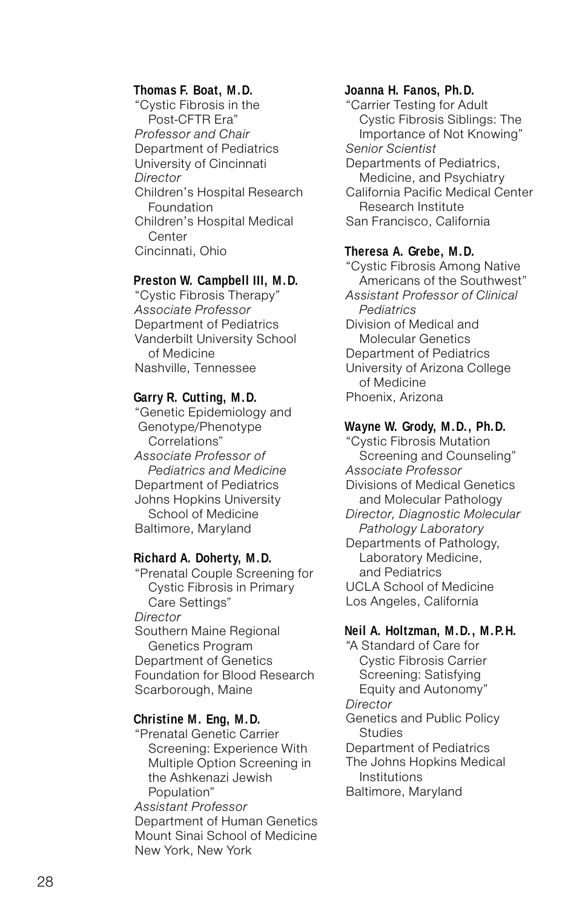**Thomas F. Boat, M.D.**
"Cystic Fibrosis in the Post-CFTR Era"
*Professor and Chair*
Department of Pediatrics
University of Cincinnati
*Director*
Children's Hospital Research Foundation
Children's Hospital Medical Center
Cincinnati, Ohio

**Preston W. Campbell III, M.D.**
"Cystic Fibrosis Therapy"
*Associate Professor*
Department of Pediatrics
Vanderbilt University School of Medicine
Nashville, Tennessee

**Garry R. Cutting, M.D.**
"Genetic Epidemiology and Genotype/Phenotype Correlations"
*Associate Professor of Pediatrics and Medicine*
Department of Pediatrics
Johns Hopkins University School of Medicine
Baltimore, Maryland

**Richard A. Doherty, M.D.**
"Prenatal Couple Screening for Cystic Fibrosis in Primary Care Settings"
*Director*
Southern Maine Regional Genetics Program
Department of Genetics
Foundation for Blood Research
Scarborough, Maine

**Christine M. Eng, M.D.**
"Prenatal Genetic Carrier Screening: Experience With Multiple Option Screening in the Ashkenazi Jewish Population"
*Assistant Professor*
Department of Human Genetics
Mount Sinai School of Medicine
New York, New York

**Joanna H. Fanos, Ph.D.**
"Carrier Testing for Adult Cystic Fibrosis Siblings: The Importance of Not Knowing"
*Senior Scientist*
Departments of Pediatrics, Medicine, and Psychiatry
California Pacific Medical Center Research Institute
San Francisco, California

**Theresa A. Grebe, M.D.**
"Cystic Fibrosis Among Native Americans of the Southwest"
*Assistant Professor of Clinical Pediatrics*
Division of Medical and Molecular Genetics
Department of Pediatrics
University of Arizona College of Medicine
Phoenix, Arizona

**Wayne W. Grody, M.D., Ph.D.**
"Cystic Fibrosis Mutation Screening and Counseling"
*Associate Professor*
Divisions of Medical Genetics and Molecular Pathology
*Director, Diagnostic Molecular Pathology Laboratory*
Departments of Pathology, Laboratory Medicine, and Pediatrics
UCLA School of Medicine
Los Angeles, California

**Neil A. Holtzman, M.D., M.P.H.**
"A Standard of Care for Cystic Fibrosis Carrier Screening: Satisfying Equity and Autonomy"
*Director*
Genetics and Public Policy Studies
Department of Pediatrics
The Johns Hopkins Medical Institutions
Baltimore, Maryland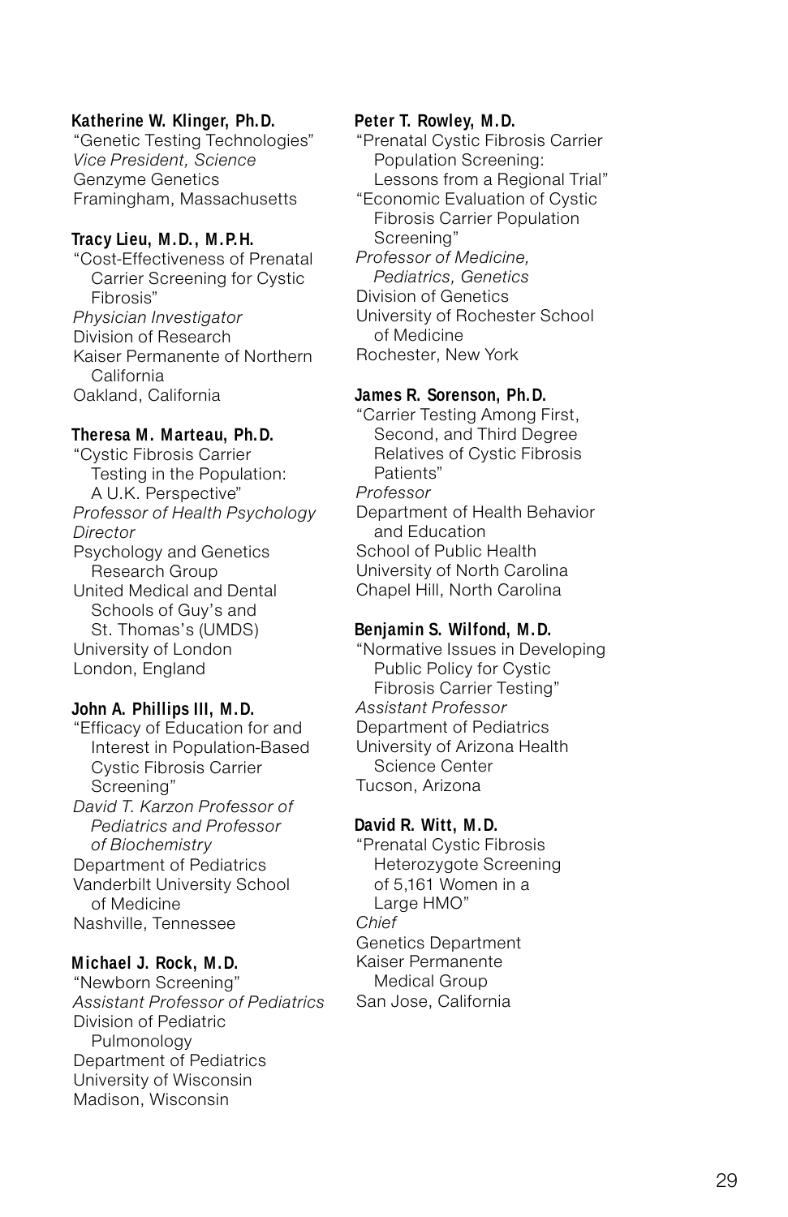**Katherine W. Klinger, Ph.D.**
"Genetic Testing Technologies"
*Vice President, Science*
Genzyme Genetics
Framingham, Massachusetts

**Tracy Lieu, M.D., M.P.H.**
"Cost-Effectiveness of Prenatal Carrier Screening for Cystic Fibrosis"
*Physician Investigator*
Division of Research
Kaiser Permanente of Northern California
Oakland, California

**Theresa M. Marteau, Ph.D.**
"Cystic Fibrosis Carrier Testing in the Population: A U.K. Perspective"
*Professor of Health Psychology*
*Director*
Psychology and Genetics Research Group
United Medical and Dental Schools of Guy's and St. Thomas's (UMDS)
University of London
London, England

**John A. Phillips III, M.D.**
"Efficacy of Education for and Interest in Population-Based Cystic Fibrosis Carrier Screening"
*David T. Karzon Professor of Pediatrics and Professor of Biochemistry*
Department of Pediatrics
Vanderbilt University School of Medicine
Nashville, Tennessee

**Michael J. Rock, M.D.**
"Newborn Screening"
*Assistant Professor of Pediatrics*
Division of Pediatric Pulmonology
Department of Pediatrics
University of Wisconsin
Madison, Wisconsin

**Peter T. Rowley, M.D.**
"Prenatal Cystic Fibrosis Carrier Population Screening: Lessons from a Regional Trial"
"Economic Evaluation of Cystic Fibrosis Carrier Population Screening"
*Professor of Medicine, Pediatrics, Genetics*
Division of Genetics
University of Rochester School of Medicine
Rochester, New York

**James R. Sorenson, Ph.D.**
"Carrier Testing Among First, Second, and Third Degree Relatives of Cystic Fibrosis Patients"
*Professor*
Department of Health Behavior and Education
School of Public Health
University of North Carolina
Chapel Hill, North Carolina

**Benjamin S. Wilfond, M.D.**
"Normative Issues in Developing Public Policy for Cystic Fibrosis Carrier Testing"
*Assistant Professor*
Department of Pediatrics
University of Arizona Health Science Center
Tucson, Arizona

**David R. Witt, M.D.**
"Prenatal Cystic Fibrosis Heterozygote Screening of 5,161 Women in a Large HMO"
*Chief*
Genetics Department
Kaiser Permanente Medical Group
San Jose, California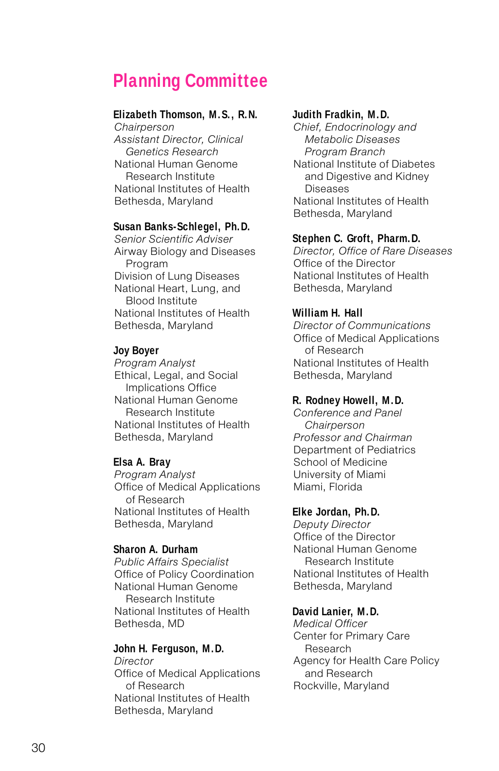# Planning Committee

**Elizabeth Thomson, M.S., R.N.**
*Chairperson*
*Assistant Director, Clinical Genetics Research*
National Human Genome Research Institute
National Institutes of Health
Bethesda, Maryland

**Susan Banks-Schlegel, Ph.D.**
*Senior Scientific Adviser*
Airway Biology and Diseases Program
Division of Lung Diseases
National Heart, Lung, and Blood Institute
National Institutes of Health
Bethesda, Maryland

**Joy Boyer**
*Program Analyst*
Ethical, Legal, and Social Implications Office
National Human Genome Research Institute
National Institutes of Health
Bethesda, Maryland

**Elsa A. Bray**
*Program Analyst*
Office of Medical Applications of Research
National Institutes of Health
Bethesda, Maryland

**Sharon A. Durham**
*Public Affairs Specialist*
Office of Policy Coordination
National Human Genome Research Institute
National Institutes of Health
Bethesda, MD

**John H. Ferguson, M.D.**
*Director*
Office of Medical Applications of Research
National Institutes of Health
Bethesda, Maryland

**Judith Fradkin, M.D.**
*Chief, Endocrinology and Metabolic Diseases Program Branch*
National Institute of Diabetes and Digestive and Kidney Diseases
National Institutes of Health
Bethesda, Maryland

**Stephen C. Groft, Pharm.D.**
*Director, Office of Rare Diseases*
Office of the Director
National Institutes of Health
Bethesda, Maryland

**William H. Hall**
*Director of Communications*
Office of Medical Applications of Research
National Institutes of Health
Bethesda, Maryland

**R. Rodney Howell, M.D.**
*Conference and Panel Chairperson*
*Professor and Chairman*
Department of Pediatrics
School of Medicine
University of Miami
Miami, Florida

**Elke Jordan, Ph.D.**
*Deputy Director*
Office of the Director
National Human Genome Research Institute
National Institutes of Health
Bethesda, Maryland

**David Lanier, M.D.**
*Medical Officer*
Center for Primary Care Research
Agency for Health Care Policy and Research
Rockville, Maryland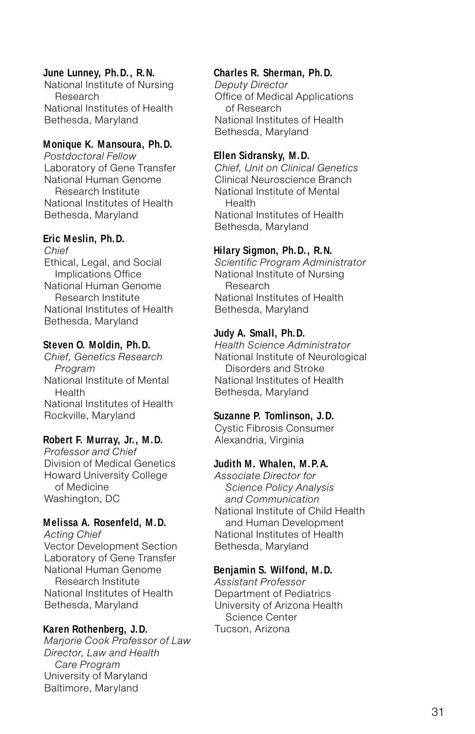**June Lunney, Ph.D., R.N.**
National Institute of Nursing Research
National Institutes of Health
Bethesda, Maryland

**Monique K. Mansoura, Ph.D.**
*Postdoctoral Fellow*
Laboratory of Gene Transfer
National Human Genome Research Institute
National Institutes of Health
Bethesda, Maryland

**Eric Meslin, Ph.D.**
*Chief*
Ethical, Legal, and Social Implications Office
National Human Genome Research Institute
National Institutes of Health
Bethesda, Maryland

**Steven O. Moldin, Ph.D.**
*Chief, Genetics Research Program*
National Institute of Mental Health
National Institutes of Health
Rockville, Maryland

**Robert F. Murray, Jr., M.D.**
*Professor and Chief*
Division of Medical Genetics
Howard University College of Medicine
Washington, DC

**Melissa A. Rosenfeld, M.D.**
*Acting Chief*
Vector Development Section
Laboratory of Gene Transfer
National Human Genome Research Institute
National Institutes of Health
Bethesda, Maryland

**Karen Rothenberg, J.D.**
*Marjorie Cook Professor of Law*
*Director, Law and Health Care Program*
University of Maryland
Baltimore, Maryland

**Charles R. Sherman, Ph.D.**
*Deputy Director*
Office of Medical Applications of Research
National Institutes of Health
Bethesda, Maryland

**Ellen Sidransky, M.D.**
*Chief, Unit on Clinical Genetics*
Clinical Neuroscience Branch
National Institute of Mental Health
National Institutes of Health
Bethesda, Maryland

**Hilary Sigmon, Ph.D., R.N.**
*Scientific Program Administrator*
National Institute of Nursing Research
National Institutes of Health
Bethesda, Maryland

**Judy A. Small, Ph.D.**
*Health Science Administrator*
National Institute of Neurological Disorders and Stroke
National Institutes of Health
Bethesda, Maryland

**Suzanne P. Tomlinson, J.D.**
Cystic Fibrosis Consumer
Alexandria, Virginia

**Judith M. Whalen, M.P.A.**
*Associate Director for Science Policy Analysis and Communication*
National Institute of Child Health and Human Development
National Institutes of Health
Bethesda, Maryland

**Benjamin S. Wilfond, M.D.**
*Assistant Professor*
Department of Pediatrics
University of Arizona Health Science Center
Tucson, Arizona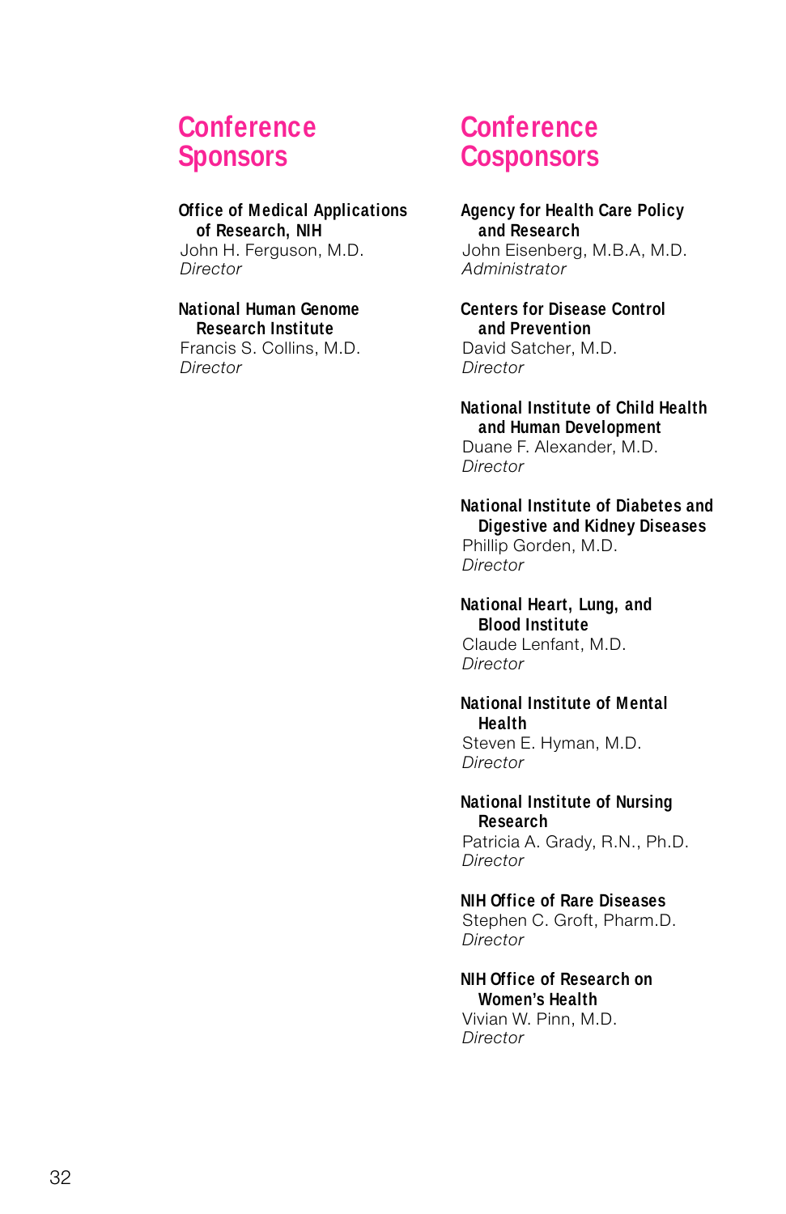## Conference Sponsors

**Office of Medical Applications of Research, NIH**
John H. Ferguson, M.D.
*Director*

**National Human Genome Research Institute**
Francis S. Collins, M.D.
*Director*

## Conference Cosponsors

**Agency for Health Care Policy and Research**
John Eisenberg, M.B.A, M.D.
*Administrator*

**Centers for Disease Control and Prevention**
David Satcher, M.D.
*Director*

**National Institute of Child Health and Human Development**
Duane F. Alexander, M.D.
*Director*

**National Institute of Diabetes and Digestive and Kidney Diseases**
Phillip Gorden, M.D.
*Director*

**National Heart, Lung, and Blood Institute**
Claude Lenfant, M.D.
*Director*

**National Institute of Mental Health**
Steven E. Hyman, M.D.
*Director*

**National Institute of Nursing Research**
Patricia A. Grady, R.N., Ph.D.
*Director*

**NIH Office of Rare Diseases**
Stephen C. Groft, Pharm.D.
*Director*

**NIH Office of Research on Women's Health**
Vivian W. Pinn, M.D.
*Director*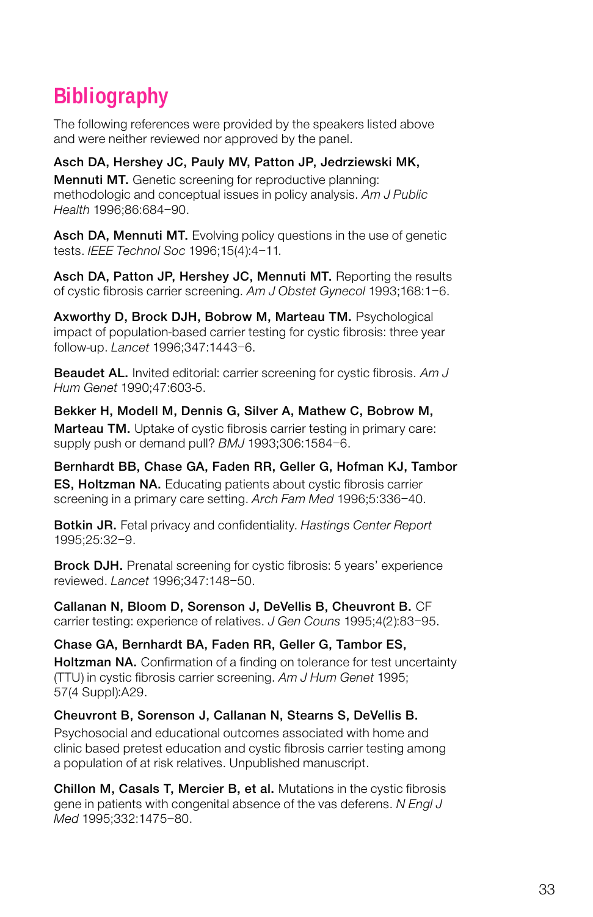# Bibliography

The following references were provided by the speakers listed above and were neither reviewed nor approved by the panel.

**Asch DA, Hershey JC, Pauly MV, Patton JP, Jedrziewski MK, Mennuti MT.** Genetic screening for reproductive planning: methodologic and conceptual issues in policy analysis. *Am J Public Health* 1996;86:684–90.

**Asch DA, Mennuti MT.** Evolving policy questions in the use of genetic tests. *IEEE Technol Soc* 1996;15(4):4–11.

**Asch DA, Patton JP, Hershey JC, Mennuti MT.** Reporting the results of cystic fibrosis carrier screening. *Am J Obstet Gynecol* 1993;168:1–6.

**Axworthy D, Brock DJH, Bobrow M, Marteau TM.** Psychological impact of population-based carrier testing for cystic fibrosis: three year follow-up. *Lancet* 1996;347:1443–6.

**Beaudet AL.** Invited editorial: carrier screening for cystic fibrosis. *Am J Hum Genet* 1990;47:603-5.

**Bekker H, Modell M, Dennis G, Silver A, Mathew C, Bobrow M, Marteau TM.** Uptake of cystic fibrosis carrier testing in primary care: supply push or demand pull? *BMJ* 1993;306:1584–6.

**Bernhardt BB, Chase GA, Faden RR, Geller G, Hofman KJ, Tambor ES, Holtzman NA.** Educating patients about cystic fibrosis carrier screening in a primary care setting. *Arch Fam Med* 1996;5:336–40.

**Botkin JR.** Fetal privacy and confidentiality. *Hastings Center Report* 1995;25:32–9.

**Brock DJH.** Prenatal screening for cystic fibrosis: 5 years' experience reviewed. *Lancet* 1996;347:148–50.

**Callanan N, Bloom D, Sorenson J, DeVellis B, Cheuvront B.** CF carrier testing: experience of relatives. *J Gen Couns* 1995;4(2):83–95.

**Chase GA, Bernhardt BA, Faden RR, Geller G, Tambor ES, Holtzman NA.** Confirmation of a finding on tolerance for test uncertainty (TTU) in cystic fibrosis carrier screening. *Am J Hum Genet* 1995; 57(4 Suppl):A29.

**Cheuvront B, Sorenson J, Callanan N, Stearns S, DeVellis B.** Psychosocial and educational outcomes associated with home and clinic based pretest education and cystic fibrosis carrier testing among a population of at risk relatives. Unpublished manuscript.

**Chillon M, Casals T, Mercier B, et al.** Mutations in the cystic fibrosis gene in patients with congenital absence of the vas deferens. *N Engl J Med* 1995;332:1475–80.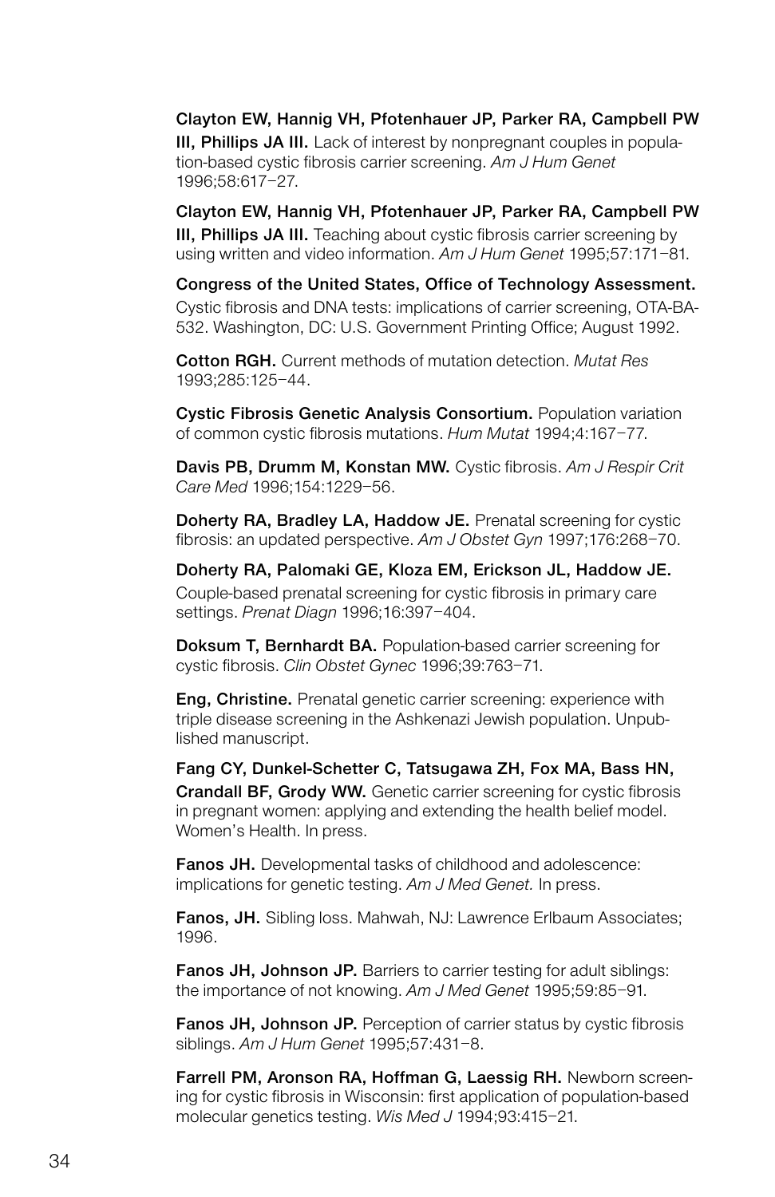**Clayton EW, Hannig VH, Pfotenhauer JP, Parker RA, Campbell PW III, Phillips JA III.** Lack of interest by nonpregnant couples in population-based cystic fibrosis carrier screening. *Am J Hum Genet* 1996;58:617–27.

**Clayton EW, Hannig VH, Pfotenhauer JP, Parker RA, Campbell PW III, Phillips JA III.** Teaching about cystic fibrosis carrier screening by using written and video information. *Am J Hum Genet* 1995;57:171–81.

**Congress of the United States, Office of Technology Assessment.** Cystic fibrosis and DNA tests: implications of carrier screening, OTA-BA-532. Washington, DC: U.S. Government Printing Office; August 1992.

**Cotton RGH.** Current methods of mutation detection. *Mutat Res* 1993;285:125–44.

**Cystic Fibrosis Genetic Analysis Consortium.** Population variation of common cystic fibrosis mutations. *Hum Mutat* 1994;4:167–77.

**Davis PB, Drumm M, Konstan MW.** Cystic fibrosis. *Am J Respir Crit Care Med* 1996;154:1229–56.

**Doherty RA, Bradley LA, Haddow JE.** Prenatal screening for cystic fibrosis: an updated perspective. *Am J Obstet Gyn* 1997;176:268–70.

**Doherty RA, Palomaki GE, Kloza EM, Erickson JL, Haddow JE.** Couple-based prenatal screening for cystic fibrosis in primary care settings. *Prenat Diagn* 1996;16:397–404.

**Doksum T, Bernhardt BA.** Population-based carrier screening for cystic fibrosis. *Clin Obstet Gynec* 1996;39:763–71.

**Eng, Christine.** Prenatal genetic carrier screening: experience with triple disease screening in the Ashkenazi Jewish population. Unpublished manuscript.

**Fang CY, Dunkel-Schetter C, Tatsugawa ZH, Fox MA, Bass HN, Crandall BF, Grody WW.** Genetic carrier screening for cystic fibrosis in pregnant women: applying and extending the health belief model. Women's Health. In press.

**Fanos JH.** Developmental tasks of childhood and adolescence: implications for genetic testing. *Am J Med Genet.* In press.

**Fanos, JH.** Sibling loss. Mahwah, NJ: Lawrence Erlbaum Associates; 1996.

**Fanos JH, Johnson JP.** Barriers to carrier testing for adult siblings: the importance of not knowing. *Am J Med Genet* 1995;59:85–91.

**Fanos JH, Johnson JP.** Perception of carrier status by cystic fibrosis siblings. *Am J Hum Genet* 1995;57:431–8.

**Farrell PM, Aronson RA, Hoffman G, Laessig RH.** Newborn screening for cystic fibrosis in Wisconsin: first application of population-based molecular genetics testing. *Wis Med J* 1994;93:415–21.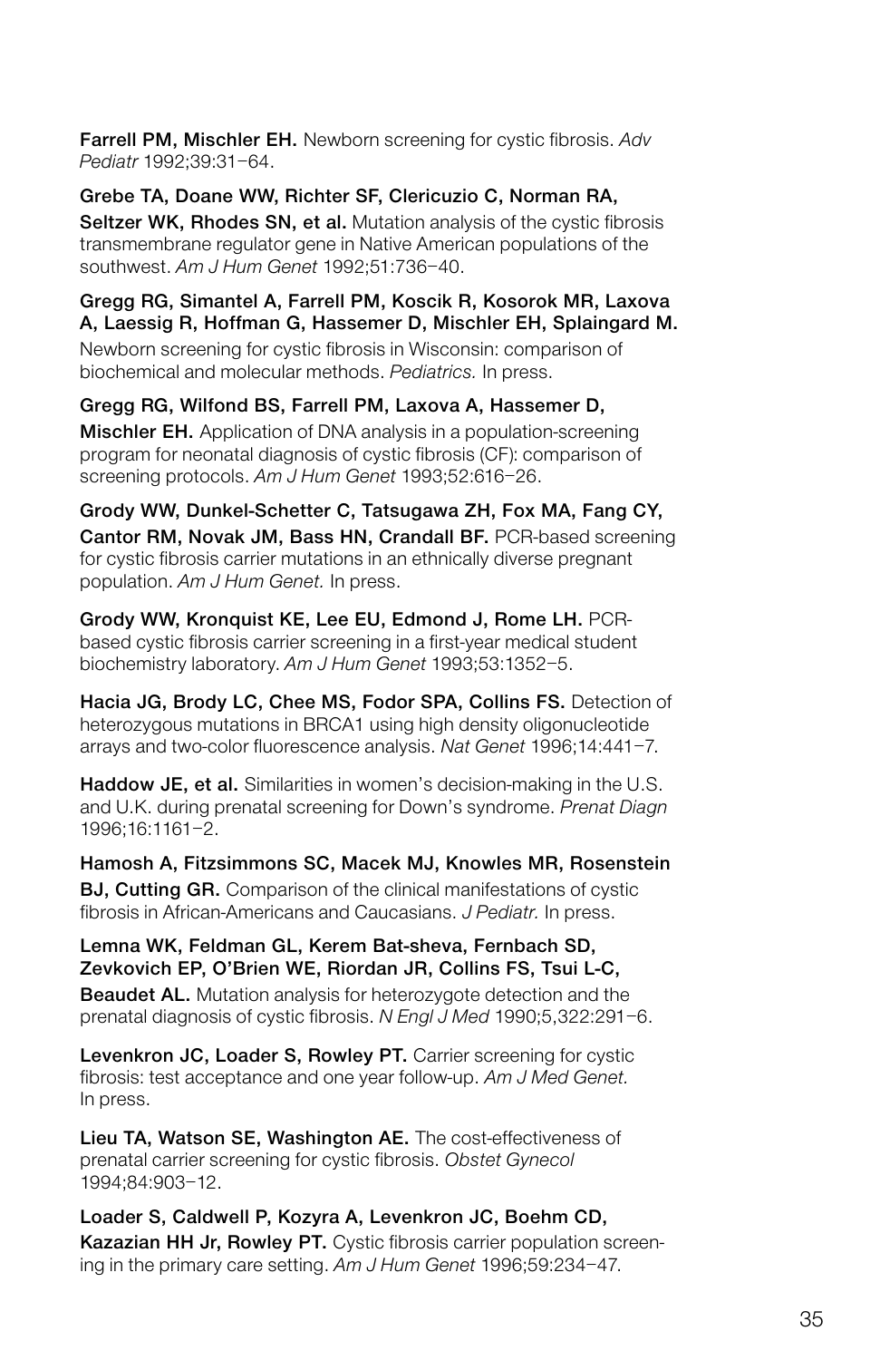**Farrell PM, Mischler EH.** Newborn screening for cystic fibrosis. *Adv Pediatr* 1992;39:31–64.

**Grebe TA, Doane WW, Richter SF, Clericuzio C, Norman RA, Seltzer WK, Rhodes SN, et al.** Mutation analysis of the cystic fibrosis transmembrane regulator gene in Native American populations of the southwest. *Am J Hum Genet* 1992;51:736–40.

**Gregg RG, Simantel A, Farrell PM, Koscik R, Kosorok MR, Laxova A, Laessig R, Hoffman G, Hassemer D, Mischler EH, Splaingard M.** Newborn screening for cystic fibrosis in Wisconsin: comparison of biochemical and molecular methods. *Pediatrics.* In press.

**Gregg RG, Wilfond BS, Farrell PM, Laxova A, Hassemer D, Mischler EH.** Application of DNA analysis in a population-screening program for neonatal diagnosis of cystic fibrosis (CF): comparison of screening protocols. *Am J Hum Genet* 1993;52:616–26.

**Grody WW, Dunkel-Schetter C, Tatsugawa ZH, Fox MA, Fang CY, Cantor RM, Novak JM, Bass HN, Crandall BF.** PCR-based screening for cystic fibrosis carrier mutations in an ethnically diverse pregnant population. *Am J Hum Genet.* In press.

**Grody WW, Kronquist KE, Lee EU, Edmond J, Rome LH.** PCR-based cystic fibrosis carrier screening in a first-year medical student biochemistry laboratory. *Am J Hum Genet* 1993;53:1352–5.

**Hacia JG, Brody LC, Chee MS, Fodor SPA, Collins FS.** Detection of heterozygous mutations in BRCA1 using high density oligonucleotide arrays and two-color fluorescence analysis. *Nat Genet* 1996;14:441–7.

**Haddow JE, et al.** Similarities in women's decision-making in the U.S. and U.K. during prenatal screening for Down's syndrome. *Prenat Diagn* 1996;16:1161–2.

**Hamosh A, Fitzsimmons SC, Macek MJ, Knowles MR, Rosenstein BJ, Cutting GR.** Comparison of the clinical manifestations of cystic fibrosis in African-Americans and Caucasians. *J Pediatr.* In press.

**Lemna WK, Feldman GL, Kerem Bat-sheva, Fernbach SD, Zevkovich EP, O'Brien WE, Riordan JR, Collins FS, Tsui L-C, Beaudet AL.** Mutation analysis for heterozygote detection and the prenatal diagnosis of cystic fibrosis. *N Engl J Med* 1990;5,322:291–6.

**Levenkron JC, Loader S, Rowley PT.** Carrier screening for cystic fibrosis: test acceptance and one year follow-up. *Am J Med Genet.* In press.

**Lieu TA, Watson SE, Washington AE.** The cost-effectiveness of prenatal carrier screening for cystic fibrosis. *Obstet Gynecol* 1994;84:903–12.

**Loader S, Caldwell P, Kozyra A, Levenkron JC, Boehm CD, Kazazian HH Jr, Rowley PT.** Cystic fibrosis carrier population screening in the primary care setting. *Am J Hum Genet* 1996;59:234–47.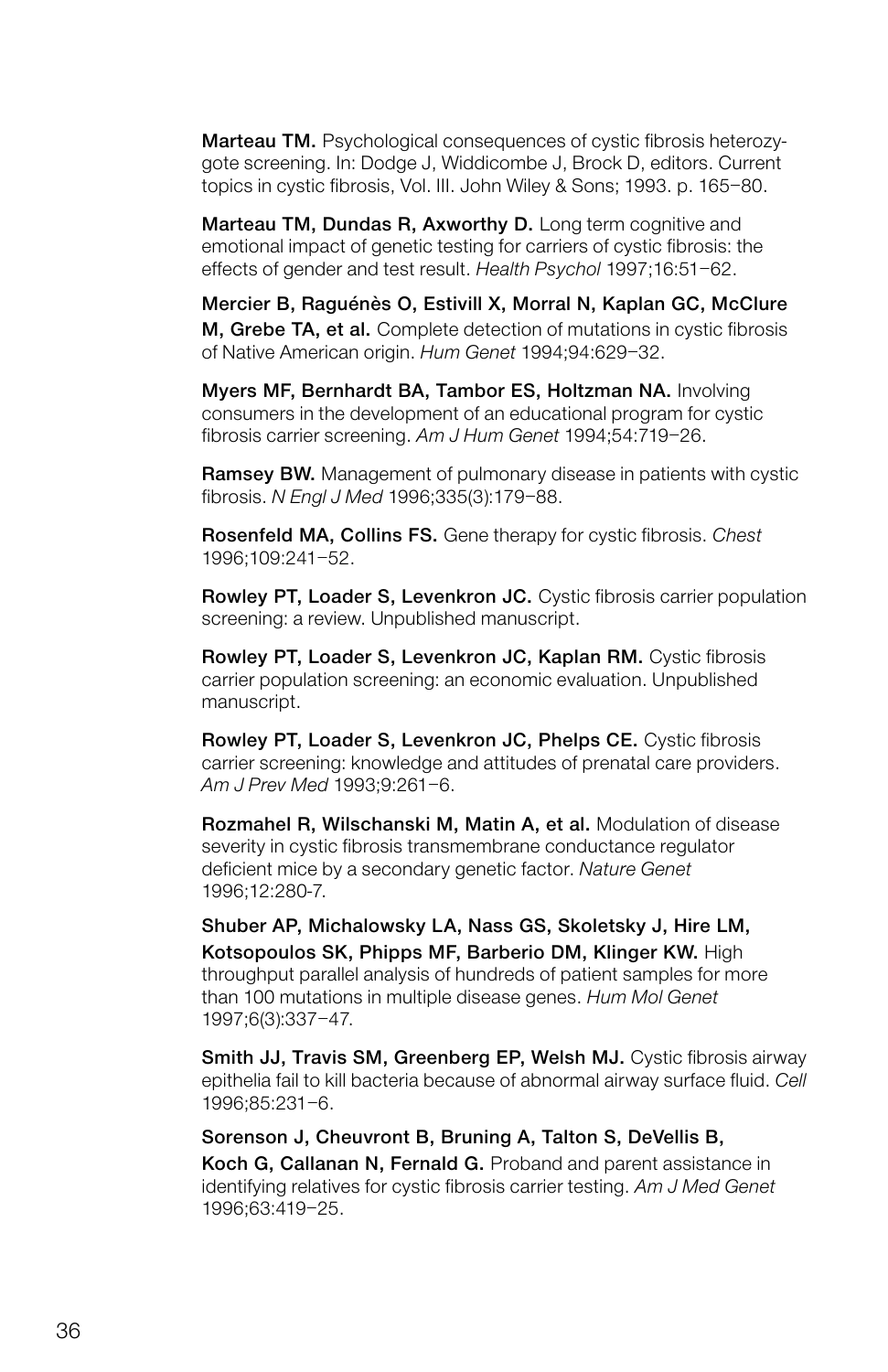**Marteau TM.** Psychological consequences of cystic fibrosis heterozygote screening. In: Dodge J, Widdicombe J, Brock D, editors. Current topics in cystic fibrosis, Vol. III. John Wiley & Sons; 1993. p. 165–80.

**Marteau TM, Dundas R, Axworthy D.** Long term cognitive and emotional impact of genetic testing for carriers of cystic fibrosis: the effects of gender and test result. *Health Psychol* 1997;16:51–62.

**Mercier B, Raguénès O, Estivill X, Morral N, Kaplan GC, McClure M, Grebe TA, et al.** Complete detection of mutations in cystic fibrosis of Native American origin. *Hum Genet* 1994;94:629–32.

**Myers MF, Bernhardt BA, Tambor ES, Holtzman NA.** Involving consumers in the development of an educational program for cystic fibrosis carrier screening. *Am J Hum Genet* 1994;54:719–26.

**Ramsey BW.** Management of pulmonary disease in patients with cystic fibrosis. *N Engl J Med* 1996;335(3):179–88.

**Rosenfeld MA, Collins FS.** Gene therapy for cystic fibrosis. *Chest* 1996;109:241–52.

**Rowley PT, Loader S, Levenkron JC.** Cystic fibrosis carrier population screening: a review. Unpublished manuscript.

**Rowley PT, Loader S, Levenkron JC, Kaplan RM.** Cystic fibrosis carrier population screening: an economic evaluation. Unpublished manuscript.

**Rowley PT, Loader S, Levenkron JC, Phelps CE.** Cystic fibrosis carrier screening: knowledge and attitudes of prenatal care providers. *Am J Prev Med* 1993;9:261–6.

**Rozmahel R, Wilschanski M, Matin A, et al.** Modulation of disease severity in cystic fibrosis transmembrane conductance regulator deficient mice by a secondary genetic factor. *Nature Genet* 1996;12:280-7.

**Shuber AP, Michalowsky LA, Nass GS, Skoletsky J, Hire LM, Kotsopoulos SK, Phipps MF, Barberio DM, Klinger KW.** High throughput parallel analysis of hundreds of patient samples for more than 100 mutations in multiple disease genes. *Hum Mol Genet* 1997;6(3):337–47.

**Smith JJ, Travis SM, Greenberg EP, Welsh MJ.** Cystic fibrosis airway epithelia fail to kill bacteria because of abnormal airway surface fluid. *Cell* 1996;85:231–6.

**Sorenson J, Cheuvront B, Bruning A, Talton S, DeVellis B, Koch G, Callanan N, Fernald G.** Proband and parent assistance in identifying relatives for cystic fibrosis carrier testing. *Am J Med Genet* 1996;63:419–25.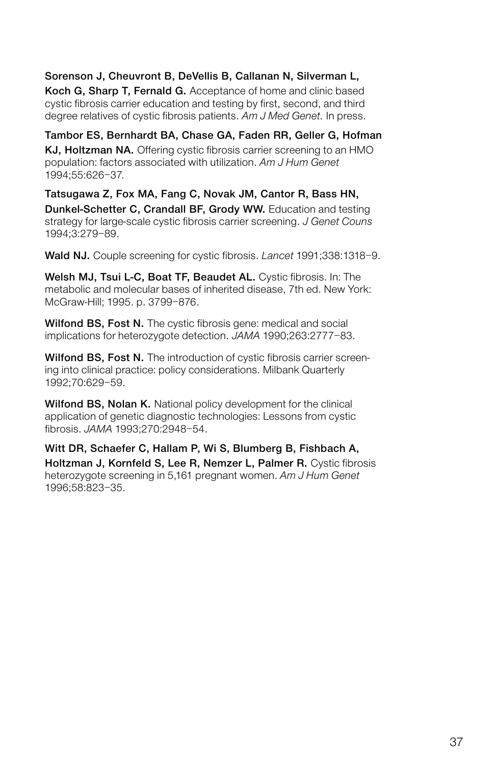**Sorenson J, Cheuvront B, DeVellis B, Callanan N, Silverman L, Koch G, Sharp T, Fernald G.** Acceptance of home and clinic based cystic fibrosis carrier education and testing by first, second, and third degree relatives of cystic fibrosis patients. *Am J Med Genet.* In press.

**Tambor ES, Bernhardt BA, Chase GA, Faden RR, Geller G, Hofman KJ, Holtzman NA.** Offering cystic fibrosis carrier screening to an HMO population: factors associated with utilization. *Am J Hum Genet* 1994;55:626–37.

**Tatsugawa Z, Fox MA, Fang C, Novak JM, Cantor R, Bass HN, Dunkel-Schetter C, Crandall BF, Grody WW.** Education and testing strategy for large-scale cystic fibrosis carrier screening. *J Genet Couns* 1994;3:279–89.

**Wald NJ.** Couple screening for cystic fibrosis. *Lancet* 1991;338:1318–9.

**Welsh MJ, Tsui L-C, Boat TF, Beaudet AL.** Cystic fibrosis. In: The metabolic and molecular bases of inherited disease, 7th ed. New York: McGraw-Hill; 1995. p. 3799–876.

**Wilfond BS, Fost N.** The cystic fibrosis gene: medical and social implications for heterozygote detection. *JAMA* 1990;263:2777–83.

**Wilfond BS, Fost N.** The introduction of cystic fibrosis carrier screening into clinical practice: policy considerations. Milbank Quarterly 1992;70:629–59.

**Wilfond BS, Nolan K.** National policy development for the clinical application of genetic diagnostic technologies: Lessons from cystic fibrosis. *JAMA* 1993;270:2948–54.

**Witt DR, Schaefer C, Hallam P, Wi S, Blumberg B, Fishbach A, Holtzman J, Kornfeld S, Lee R, Nemzer L, Palmer R.** Cystic fibrosis heterozygote screening in 5,161 pregnant women. *Am J Hum Genet* 1996;58:823–35.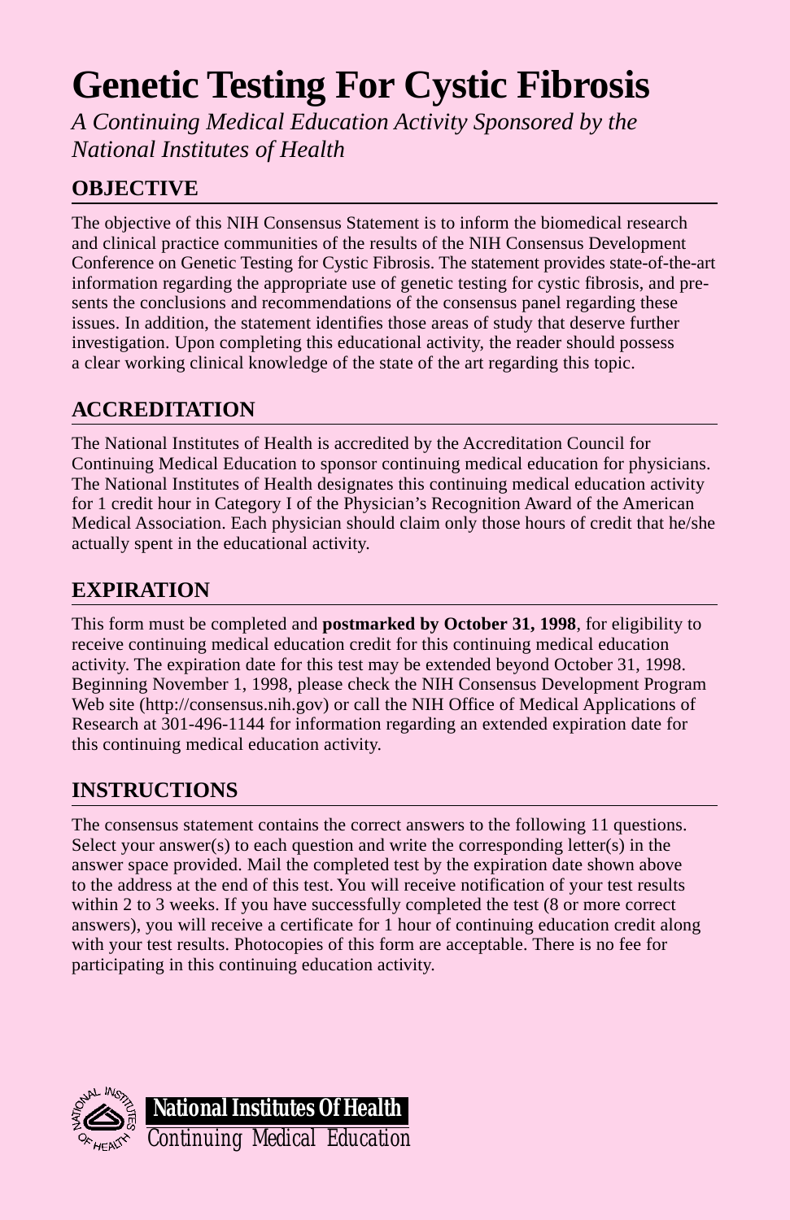# Genetic Testing For Cystic Fibrosis

*A Continuing Medical Education Activity Sponsored by the National Institutes of Health*

## OBJECTIVE

The objective of this NIH Consensus Statement is to inform the biomedical research and clinical practice communities of the results of the NIH Consensus Development Conference on Genetic Testing for Cystic Fibrosis. The statement provides state-of-the-art information regarding the appropriate use of genetic testing for cystic fibrosis, and presents the conclusions and recommendations of the consensus panel regarding these issues. In addition, the statement identifies those areas of study that deserve further investigation. Upon completing this educational activity, the reader should possess a clear working clinical knowledge of the state of the art regarding this topic.

## ACCREDITATION

The National Institutes of Health is accredited by the Accreditation Council for Continuing Medical Education to sponsor continuing medical education for physicians. The National Institutes of Health designates this continuing medical education activity for 1 credit hour in Category I of the Physician's Recognition Award of the American Medical Association. Each physician should claim only those hours of credit that he/she actually spent in the educational activity.

## EXPIRATION

This form must be completed and **postmarked by October 31, 1998**, for eligibility to receive continuing medical education credit for this continuing medical education activity. The expiration date for this test may be extended beyond October 31, 1998. Beginning November 1, 1998, please check the NIH Consensus Development Program Web site (http://consensus.nih.gov) or call the NIH Office of Medical Applications of Research at 301-496-1144 for information regarding an extended expiration date for this continuing medical education activity.

## INSTRUCTIONS

The consensus statement contains the correct answers to the following 11 questions. Select your answer(s) to each question and write the corresponding letter(s) in the answer space provided. Mail the completed test by the expiration date shown above to the address at the end of this test. You will receive notification of your test results within 2 to 3 weeks. If you have successfully completed the test (8 or more correct answers), you will receive a certificate for 1 hour of continuing education credit along with your test results. Photocopies of this form are acceptable. There is no fee for participating in this continuing education activity.

**National Institutes Of Health**
Continuing Medical Education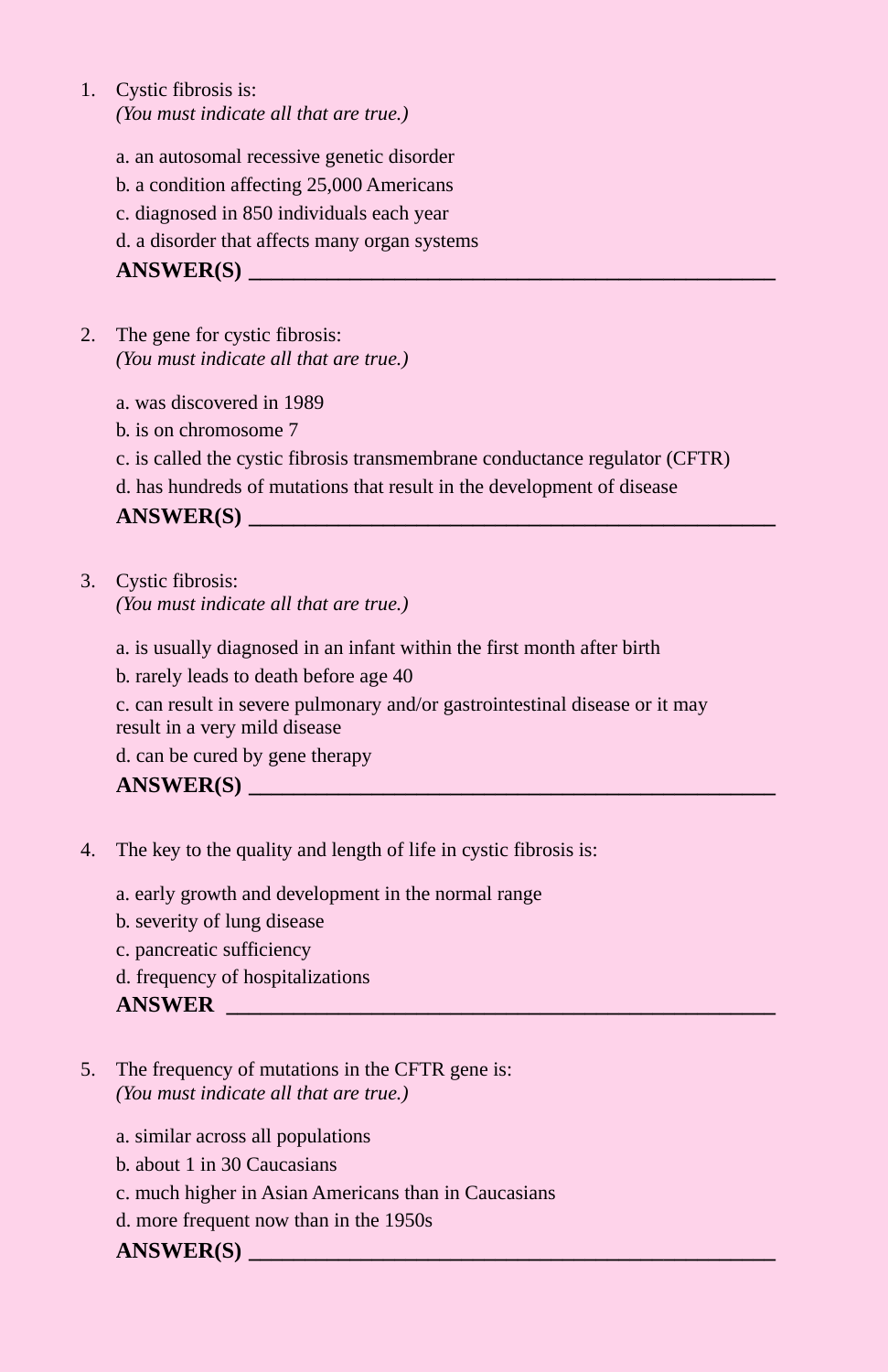1. Cystic fibrosis is:
   *(You must indicate all that are true.)*

   a. an autosomal recessive genetic disorder
   b. a condition affecting 25,000 Americans
   c. diagnosed in 850 individuals each year
   d. a disorder that affects many organ systems

   **ANSWER(S)** ______________________________

2. The gene for cystic fibrosis:
   *(You must indicate all that are true.)*

   a. was discovered in 1989
   b. is on chromosome 7
   c. is called the cystic fibrosis transmembrane conductance regulator (CFTR)
   d. has hundreds of mutations that result in the development of disease

   **ANSWER(S)** ______________________________

3. Cystic fibrosis:
   *(You must indicate all that are true.)*

   a. is usually diagnosed in an infant within the first month after birth
   b. rarely leads to death before age 40
   c. can result in severe pulmonary and/or gastrointestinal disease or it may result in a very mild disease
   d. can be cured by gene therapy

   **ANSWER(S)** ______________________________

4. The key to the quality and length of life in cystic fibrosis is:

   a. early growth and development in the normal range
   b. severity of lung disease
   c. pancreatic sufficiency
   d. frequency of hospitalizations

   **ANSWER** ______________________________

5. The frequency of mutations in the CFTR gene is:
   *(You must indicate all that are true.)*

   a. similar across all populations
   b. about 1 in 30 Caucasians
   c. much higher in Asian Americans than in Caucasians
   d. more frequent now than in the 1950s

   **ANSWER(S)** ______________________________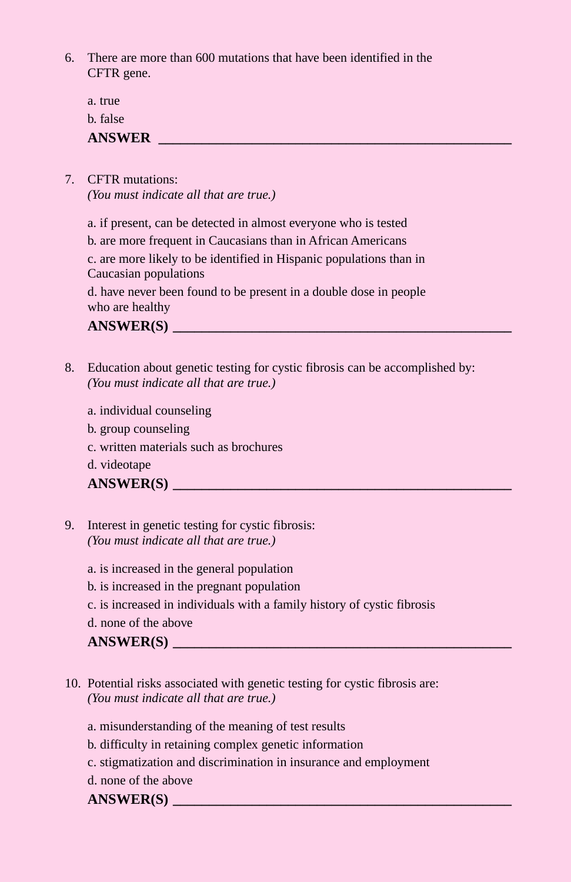6. There are more than 600 mutations that have been identified in the CFTR gene.

   a. true
   b. false

   **ANSWER** ______________________________________________

7. CFTR mutations:
   *(You must indicate all that are true.)*

   a. if present, can be detected in almost everyone who is tested
   b. are more frequent in Caucasians than in African Americans
   c. are more likely to be identified in Hispanic populations than in Caucasian populations
   d. have never been found to be present in a double dose in people who are healthy

   **ANSWER(S)** ______________________________________________

8. Education about genetic testing for cystic fibrosis can be accomplished by:
   *(You must indicate all that are true.)*

   a. individual counseling
   b. group counseling
   c. written materials such as brochures
   d. videotape

   **ANSWER(S)** ______________________________________________

9. Interest in genetic testing for cystic fibrosis:
   *(You must indicate all that are true.)*

   a. is increased in the general population
   b. is increased in the pregnant population
   c. is increased in individuals with a family history of cystic fibrosis
   d. none of the above

   **ANSWER(S)** ______________________________________________

10. Potential risks associated with genetic testing for cystic fibrosis are:
    *(You must indicate all that are true.)*

    a. misunderstanding of the meaning of test results
    b. difficulty in retaining complex genetic information
    c. stigmatization and discrimination in insurance and employment
    d. none of the above

    **ANSWER(S)** ______________________________________________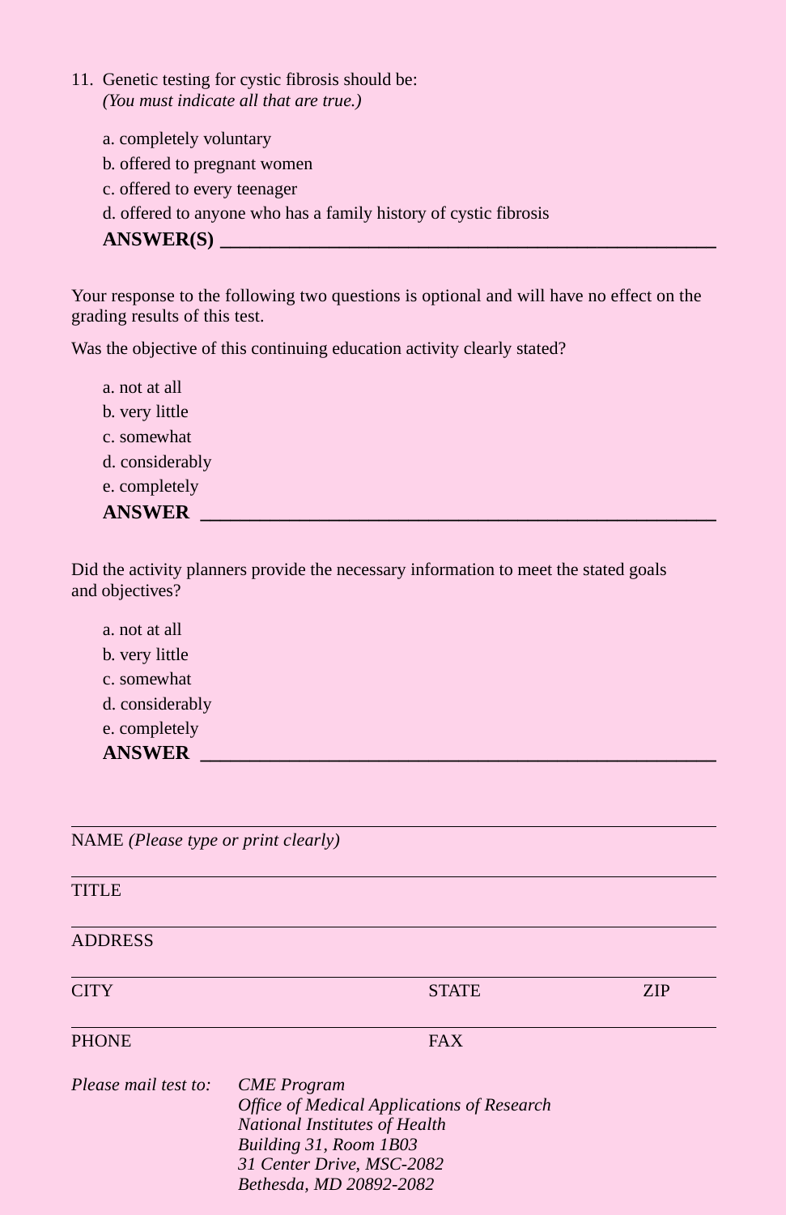11. Genetic testing for cystic fibrosis should be:
    *(You must indicate all that are true.)*

    a. completely voluntary
    b. offered to pregnant women
    c. offered to every teenager
    d. offered to anyone who has a family history of cystic fibrosis

    **ANSWER(S)** ______________________________

Your response to the following two questions is optional and will have no effect on the grading results of this test.

Was the objective of this continuing education activity clearly stated?

a. not at all
b. very little
c. somewhat
d. considerably
e. completely

**ANSWER** ______________________________

Did the activity planners provide the necessary information to meet the stated goals and objectives?

a. not at all
b. very little
c. somewhat
d. considerably
e. completely

**ANSWER** ______________________________

______________________________
NAME *(Please type or print clearly)*

______________________________
TITLE

______________________________
ADDRESS

______________________________
CITY STATE ZIP

______________________________
PHONE FAX

*Please mail test to:*
*CME Program*
*Office of Medical Applications of Research*
*National Institutes of Health*
*Building 31, Room 1B03*
*31 Center Drive, MSC-2082*
*Bethesda, MD 20892-2082*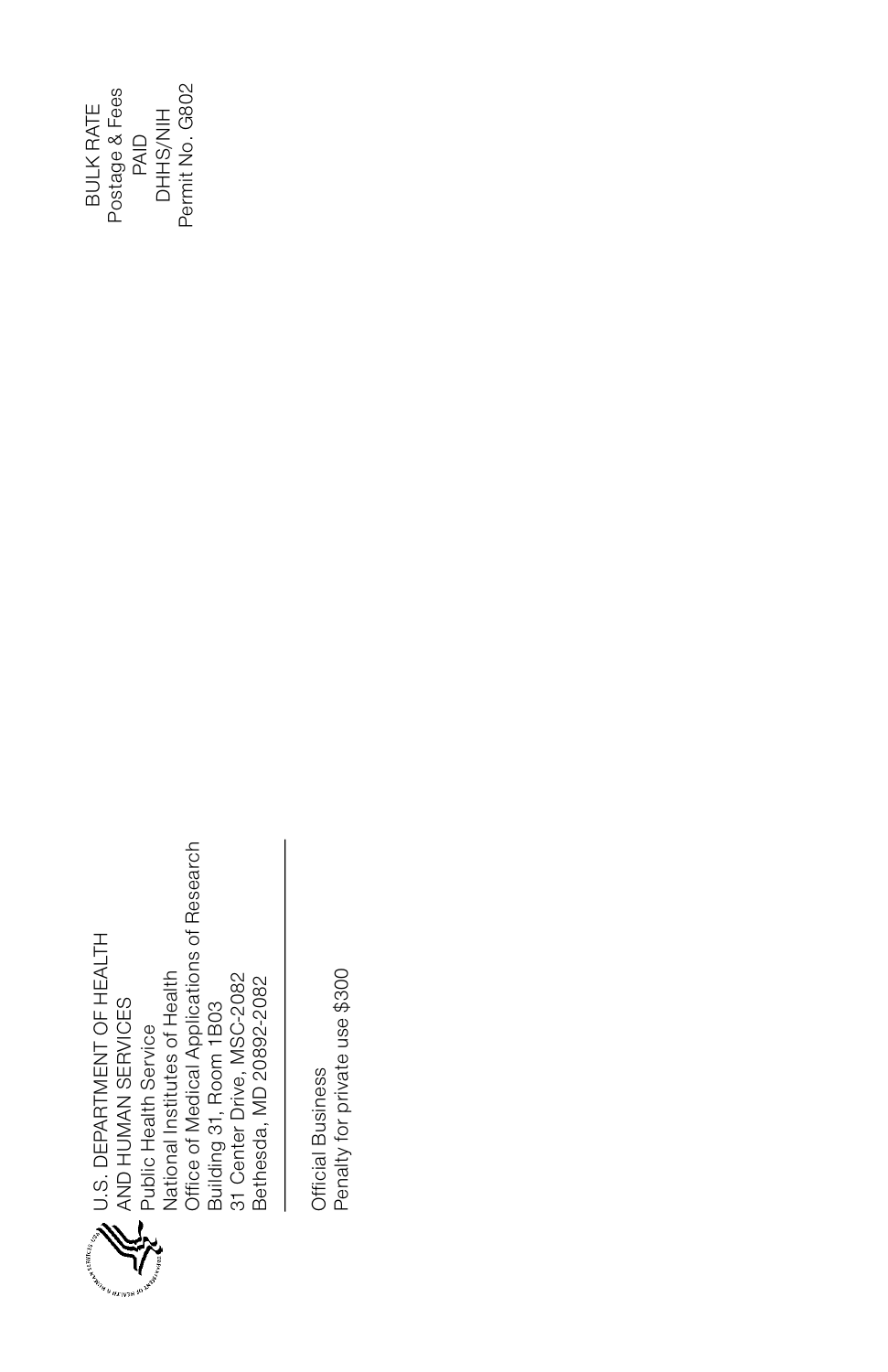U.S. DEPARTMENT OF HEALTH
AND HUMAN SERVICES
Public Health Service
National Institutes of Health
Office of Medical Applications of Research
Building 31, Room 1B03
31 Center Drive, MSC-2082
Bethesda, MD 20892-2082

Official Business
Penalty for private use $300

BULK RATE
Postage & Fees
PAID
DHHS/NIH
Permit No. G802